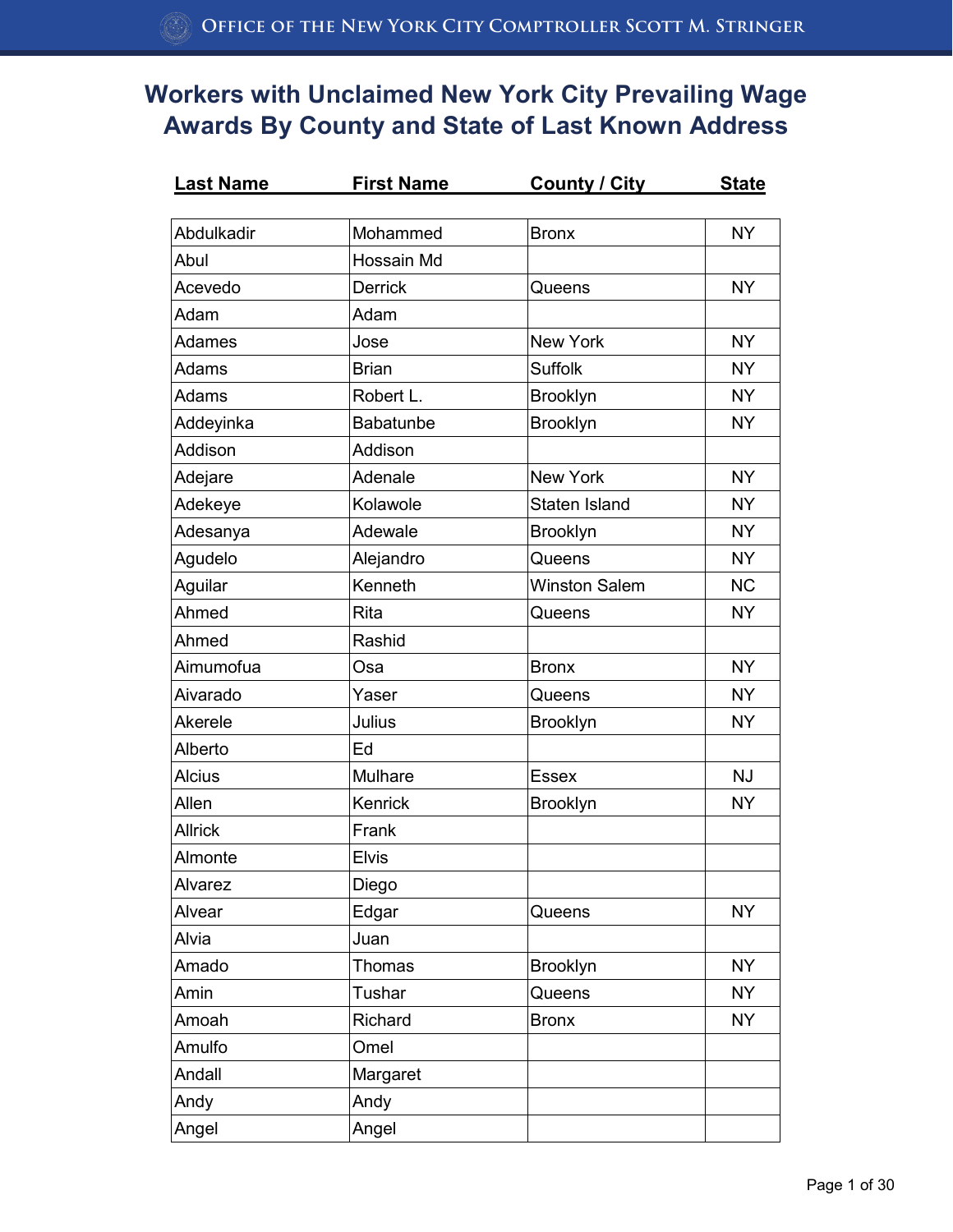# Workers with Unclaimed New York City Prevailing Wage Awards By County and State of Last Known Address

| Last Name | First Name | County / City | State |
|---|---|---|---|
| Abdulkadir | Mohammed | Bronx | NY |
| Abul | Hossain Md | | |
| Acevedo | Derrick | Queens | NY |
| Adam | Adam | | |
| Adames | Jose | New York | NY |
| Adams | Brian | Suffolk | NY |
| Adams | Robert L. | Brooklyn | NY |
| Addeyinka | Babatunbe | Brooklyn | NY |
| Addison | Addison | | |
| Adejare | Adenale | New York | NY |
| Adekeye | Kolawole | Staten Island | NY |
| Adesanya | Adewale | Brooklyn | NY |
| Agudelo | Alejandro | Queens | NY |
| Aguilar | Kenneth | Winston Salem | NC |
| Ahmed | Rita | Queens | NY |
| Ahmed | Rashid | | |
| Aimumofua | Osa | Bronx | NY |
| Aivarado | Yaser | Queens | NY |
| Akerele | Julius | Brooklyn | NY |
| Alberto | Ed | | |
| Alcius | Mulhare | Essex | NJ |
| Allen | Kenrick | Brooklyn | NY |
| Allrick | Frank | | |
| Almonte | Elvis | | |
| Alvarez | Diego | | |
| Alvear | Edgar | Queens | NY |
| Alvia | Juan | | |
| Amado | Thomas | Brooklyn | NY |
| Amin | Tushar | Queens | NY |
| Amoah | Richard | Bronx | NY |
| Amulfo | Omel | | |
| Andall | Margaret | | |
| Andy | Andy | | |
| Angel | Angel | | |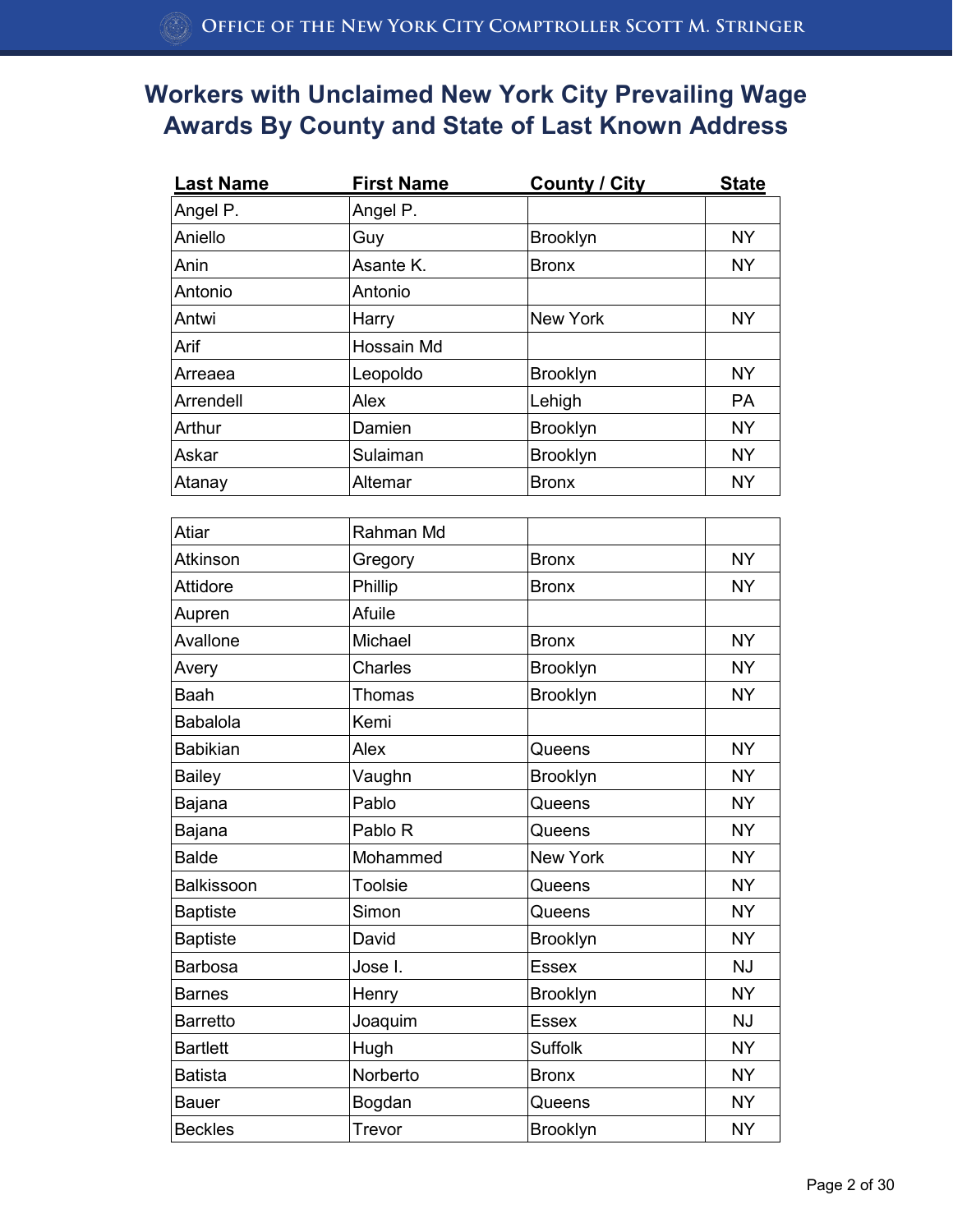# Workers with Unclaimed New York City Prevailing Wage Awards By County and State of Last Known Address

| Last Name | First Name | County / City | State |
|---|---|---|---|
| Angel P. | Angel P. | | |
| Aniello | Guy | Brooklyn | NY |
| Anin | Asante K. | Bronx | NY |
| Antonio | Antonio | | |
| Antwi | Harry | New York | NY |
| Arif | Hossain Md | | |
| Arreaea | Leopoldo | Brooklyn | NY |
| Arrendell | Alex | Lehigh | PA |
| Arthur | Damien | Brooklyn | NY |
| Askar | Sulaiman | Brooklyn | NY |
| Atanay | Altemar | Bronx | NY |
| Atiar | Rahman Md | | |
| Atkinson | Gregory | Bronx | NY |
| Attidore | Phillip | Bronx | NY |
| Aupren | Afuile | | |
| Avallone | Michael | Bronx | NY |
| Avery | Charles | Brooklyn | NY |
| Baah | Thomas | Brooklyn | NY |
| Babalola | Kemi | | |
| Babikian | Alex | Queens | NY |
| Bailey | Vaughn | Brooklyn | NY |
| Bajana | Pablo | Queens | NY |
| Bajana | Pablo R | Queens | NY |
| Balde | Mohammed | New York | NY |
| Balkissoon | Toolsie | Queens | NY |
| Baptiste | Simon | Queens | NY |
| Baptiste | David | Brooklyn | NY |
| Barbosa | Jose I. | Essex | NJ |
| Barnes | Henry | Brooklyn | NY |
| Barretto | Joaquim | Essex | NJ |
| Bartlett | Hugh | Suffolk | NY |
| Batista | Norberto | Bronx | NY |
| Bauer | Bogdan | Queens | NY |
| Beckles | Trevor | Brooklyn | NY |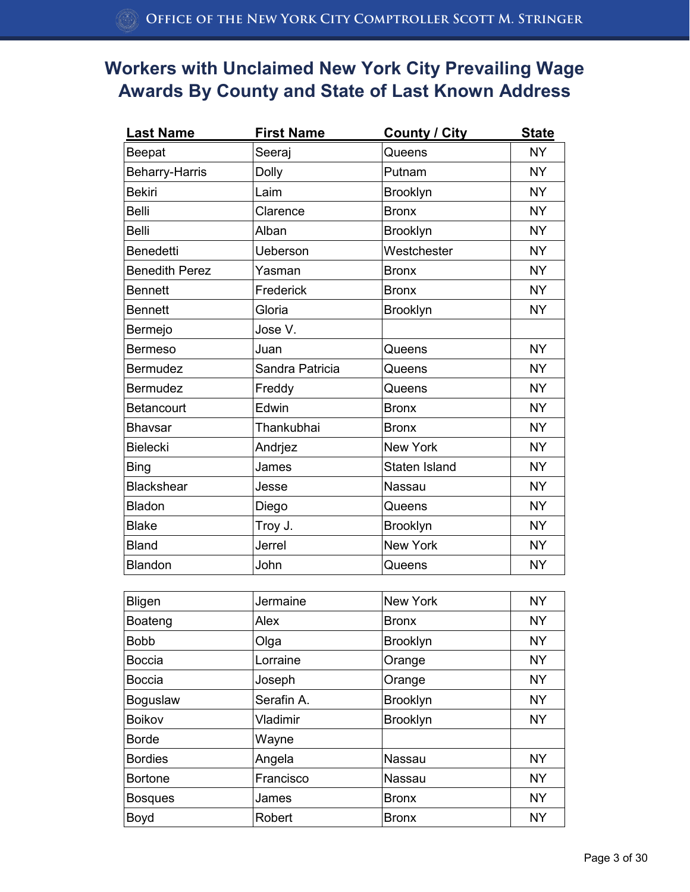## Workers with Unclaimed New York City Prevailing Wage Awards By County and State of Last Known Address

| Last Name | First Name | County / City | State |
|---|---|---|---|
| Beepat | Seeraj | Queens | NY |
| Beharry-Harris | Dolly | Putnam | NY |
| Bekiri | Laim | Brooklyn | NY |
| Belli | Clarence | Bronx | NY |
| Belli | Alban | Brooklyn | NY |
| Benedetti | Ueberson | Westchester | NY |
| Benedith Perez | Yasman | Bronx | NY |
| Bennett | Frederick | Bronx | NY |
| Bennett | Gloria | Brooklyn | NY |
| Bermejo | Jose V. | | |
| Bermeso | Juan | Queens | NY |
| Bermudez | Sandra Patricia | Queens | NY |
| Bermudez | Freddy | Queens | NY |
| Betancourt | Edwin | Bronx | NY |
| Bhavsar | Thankubhai | Bronx | NY |
| Bielecki | Andrjez | New York | NY |
| Bing | James | Staten Island | NY |
| Blackshear | Jesse | Nassau | NY |
| Bladon | Diego | Queens | NY |
| Blake | Troy J. | Brooklyn | NY |
| Bland | Jerrel | New York | NY |
| Blandon | John | Queens | NY |
| Bligen | Jermaine | New York | NY |
| Boateng | Alex | Bronx | NY |
| Bobb | Olga | Brooklyn | NY |
| Boccia | Lorraine | Orange | NY |
| Boccia | Joseph | Orange | NY |
| Boguslaw | Serafin A. | Brooklyn | NY |
| Boikov | Vladimir | Brooklyn | NY |
| Borde | Wayne | | |
| Bordies | Angela | Nassau | NY |
| Bortone | Francisco | Nassau | NY |
| Bosques | James | Bronx | NY |
| Boyd | Robert | Bronx | NY |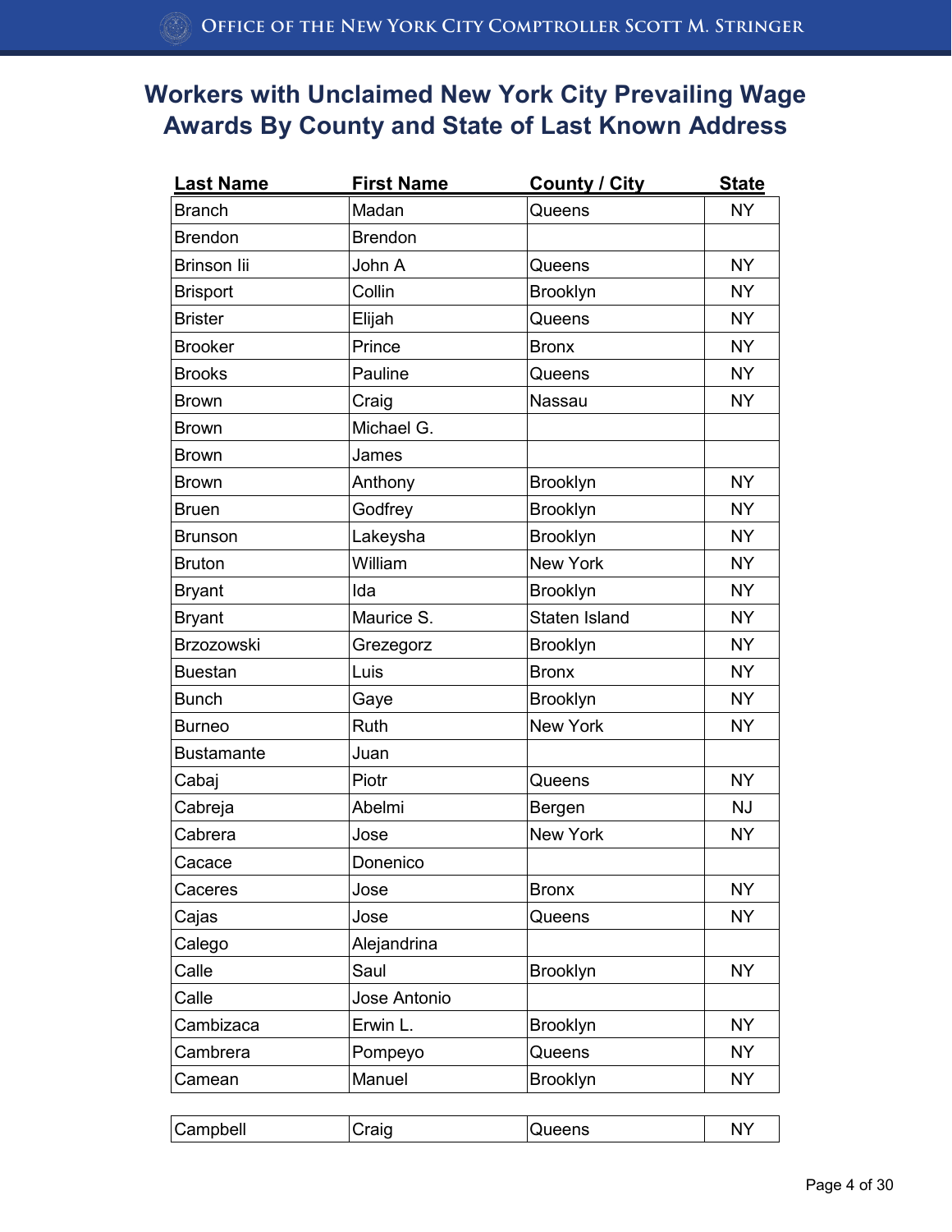# Workers with Unclaimed New York City Prevailing Wage Awards By County and State of Last Known Address

| Last Name | First Name | County / City | State |
|---|---|---|---|
| Branch | Madan | Queens | NY |
| Brendon | Brendon | | |
| Brinson Iii | John A | Queens | NY |
| Brisport | Collin | Brooklyn | NY |
| Brister | Elijah | Queens | NY |
| Brooker | Prince | Bronx | NY |
| Brooks | Pauline | Queens | NY |
| Brown | Craig | Nassau | NY |
| Brown | Michael G. | | |
| Brown | James | | |
| Brown | Anthony | Brooklyn | NY |
| Bruen | Godfrey | Brooklyn | NY |
| Brunson | Lakeysha | Brooklyn | NY |
| Bruton | William | New York | NY |
| Bryant | Ida | Brooklyn | NY |
| Bryant | Maurice S. | Staten Island | NY |
| Brzozowski | Grezegorz | Brooklyn | NY |
| Buestan | Luis | Bronx | NY |
| Bunch | Gaye | Brooklyn | NY |
| Burneo | Ruth | New York | NY |
| Bustamante | Juan | | |
| Cabaj | Piotr | Queens | NY |
| Cabreja | Abelmi | Bergen | NJ |
| Cabrera | Jose | New York | NY |
| Cacace | Donenico | | |
| Caceres | Jose | Bronx | NY |
| Cajas | Jose | Queens | NY |
| Calego | Alejandrina | | |
| Calle | Saul | Brooklyn | NY |
| Calle | Jose Antonio | | |
| Cambizaca | Erwin L. | Brooklyn | NY |
| Cambrera | Pompeyo | Queens | NY |
| Camean | Manuel | Brooklyn | NY |
| Campbell | Craig | Queens | NY |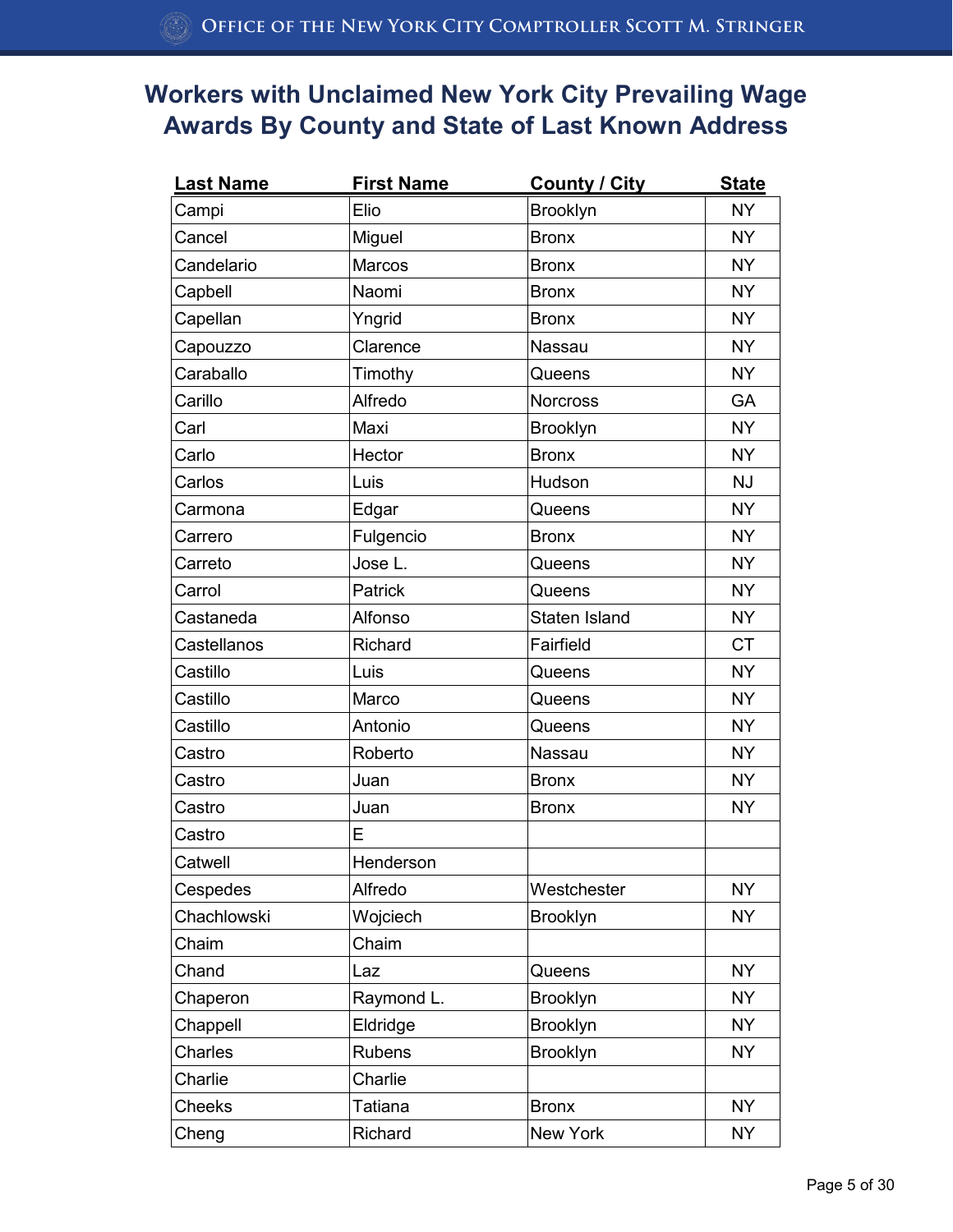# Workers with Unclaimed New York City Prevailing Wage Awards By County and State of Last Known Address

| Last Name | First Name | County / City | State |
|---|---|---|---|
| Campi | Elio | Brooklyn | NY |
| Cancel | Miguel | Bronx | NY |
| Candelario | Marcos | Bronx | NY |
| Capbell | Naomi | Bronx | NY |
| Capellan | Yngrid | Bronx | NY |
| Capouzzo | Clarence | Nassau | NY |
| Caraballo | Timothy | Queens | NY |
| Carillo | Alfredo | Norcross | GA |
| Carl | Maxi | Brooklyn | NY |
| Carlo | Hector | Bronx | NY |
| Carlos | Luis | Hudson | NJ |
| Carmona | Edgar | Queens | NY |
| Carrero | Fulgencio | Bronx | NY |
| Carreto | Jose L. | Queens | NY |
| Carrol | Patrick | Queens | NY |
| Castaneda | Alfonso | Staten Island | NY |
| Castellanos | Richard | Fairfield | CT |
| Castillo | Luis | Queens | NY |
| Castillo | Marco | Queens | NY |
| Castillo | Antonio | Queens | NY |
| Castro | Roberto | Nassau | NY |
| Castro | Juan | Bronx | NY |
| Castro | Juan | Bronx | NY |
| Castro | E | | |
| Catwell | Henderson | | |
| Cespedes | Alfredo | Westchester | NY |
| Chachlowski | Wojciech | Brooklyn | NY |
| Chaim | Chaim | | |
| Chand | Laz | Queens | NY |
| Chaperon | Raymond L. | Brooklyn | NY |
| Chappell | Eldridge | Brooklyn | NY |
| Charles | Rubens | Brooklyn | NY |
| Charlie | Charlie | | |
| Cheeks | Tatiana | Bronx | NY |
| Cheng | Richard | New York | NY |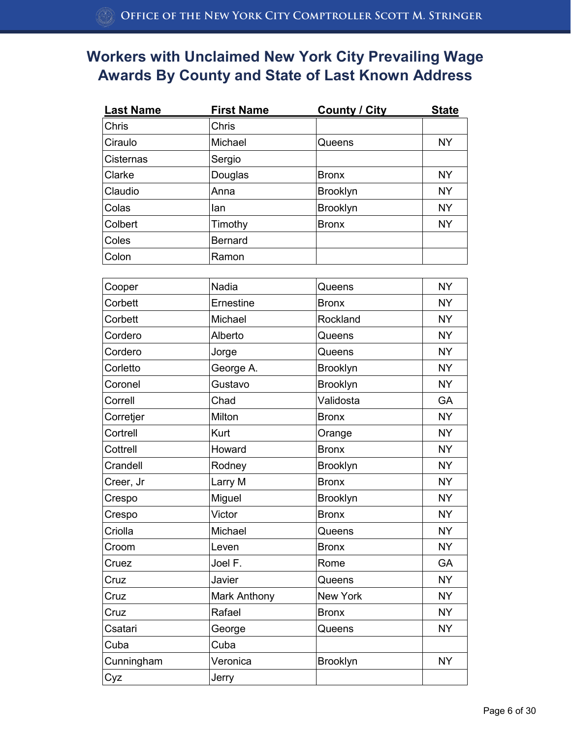# Workers with Unclaimed New York City Prevailing Wage Awards By County and State of Last Known Address

| Last Name | First Name | County / City | State |
|---|---|---|---|
| Chris | Chris | | |
| Ciraulo | Michael | Queens | NY |
| Cisternas | Sergio | | |
| Clarke | Douglas | Bronx | NY |
| Claudio | Anna | Brooklyn | NY |
| Colas | Ian | Brooklyn | NY |
| Colbert | Timothy | Bronx | NY |
| Coles | Bernard | | |
| Colon | Ramon | | |
| Cooper | Nadia | Queens | NY |
| Corbett | Ernestine | Bronx | NY |
| Corbett | Michael | Rockland | NY |
| Cordero | Alberto | Queens | NY |
| Cordero | Jorge | Queens | NY |
| Corletto | George A. | Brooklyn | NY |
| Coronel | Gustavo | Brooklyn | NY |
| Correll | Chad | Validosta | GA |
| Corretjer | Milton | Bronx | NY |
| Cortrell | Kurt | Orange | NY |
| Cottrell | Howard | Bronx | NY |
| Crandell | Rodney | Brooklyn | NY |
| Creer, Jr | Larry M | Bronx | NY |
| Crespo | Miguel | Brooklyn | NY |
| Crespo | Victor | Bronx | NY |
| Criolla | Michael | Queens | NY |
| Croom | Leven | Bronx | NY |
| Cruez | Joel F. | Rome | GA |
| Cruz | Javier | Queens | NY |
| Cruz | Mark Anthony | New York | NY |
| Cruz | Rafael | Bronx | NY |
| Csatari | George | Queens | NY |
| Cuba | Cuba | | |
| Cunningham | Veronica | Brooklyn | NY |
| Cyz | Jerry | | |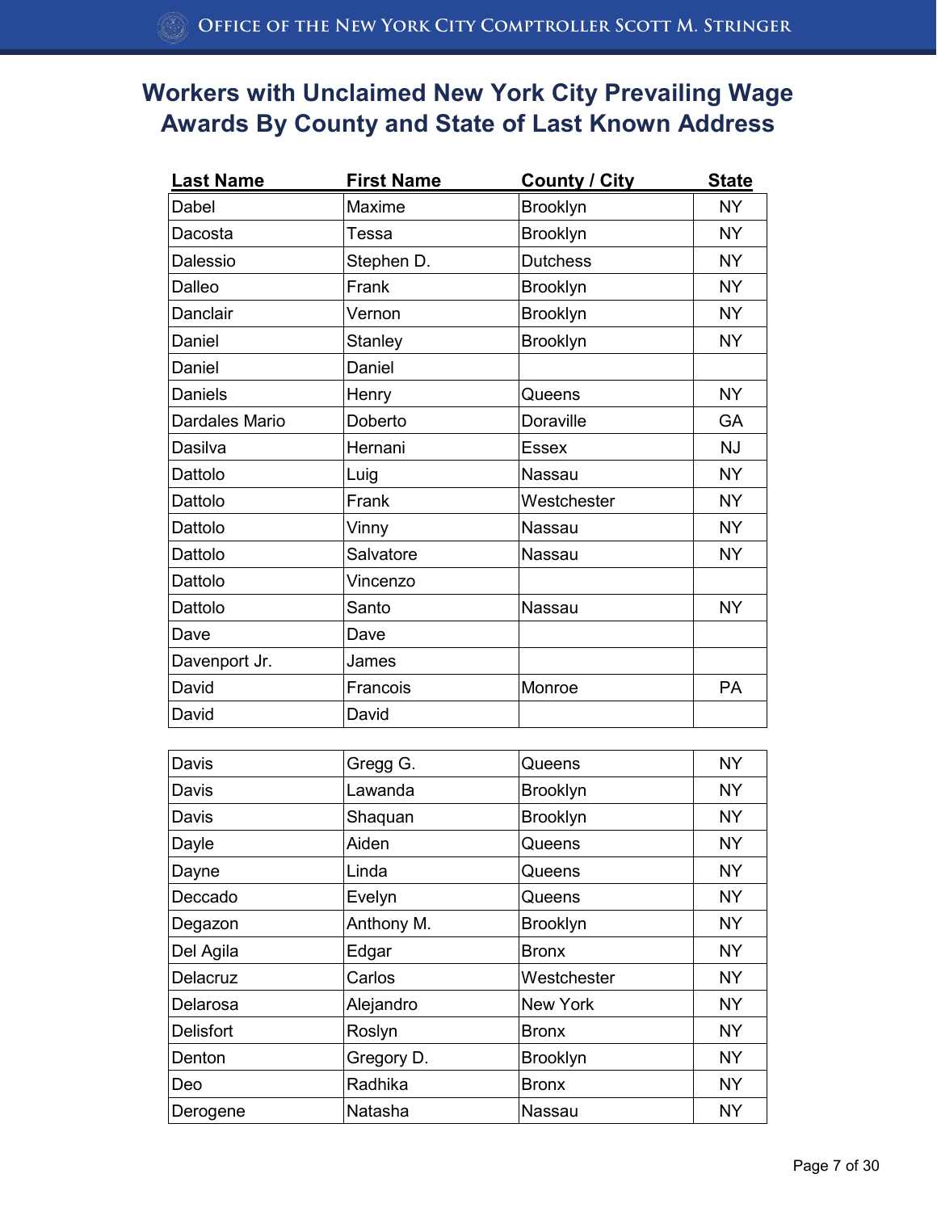# Workers with Unclaimed New York City Prevailing Wage Awards By County and State of Last Known Address

| Last Name | First Name | County / City | State |
|---|---|---|---|
| Dabel | Maxime | Brooklyn | NY |
| Dacosta | Tessa | Brooklyn | NY |
| Dalessio | Stephen D. | Dutchess | NY |
| Dalleo | Frank | Brooklyn | NY |
| Danclair | Vernon | Brooklyn | NY |
| Daniel | Stanley | Brooklyn | NY |
| Daniel | Daniel | | |
| Daniels | Henry | Queens | NY |
| Dardales Mario | Doberto | Doraville | GA |
| Dasilva | Hernani | Essex | NJ |
| Dattolo | Luig | Nassau | NY |
| Dattolo | Frank | Westchester | NY |
| Dattolo | Vinny | Nassau | NY |
| Dattolo | Salvatore | Nassau | NY |
| Dattolo | Vincenzo | | |
| Dattolo | Santo | Nassau | NY |
| Dave | Dave | | |
| Davenport Jr. | James | | |
| David | Francois | Monroe | PA |
| David | David | | |
| Davis | Gregg G. | Queens | NY |
| Davis | Lawanda | Brooklyn | NY |
| Davis | Shaquan | Brooklyn | NY |
| Dayle | Aiden | Queens | NY |
| Dayne | Linda | Queens | NY |
| Deccado | Evelyn | Queens | NY |
| Degazon | Anthony M. | Brooklyn | NY |
| Del Agila | Edgar | Bronx | NY |
| Delacruz | Carlos | Westchester | NY |
| Delarosa | Alejandro | New York | NY |
| Delisfort | Roslyn | Bronx | NY |
| Denton | Gregory D. | Brooklyn | NY |
| Deo | Radhika | Bronx | NY |
| Derogene | Natasha | Nassau | NY |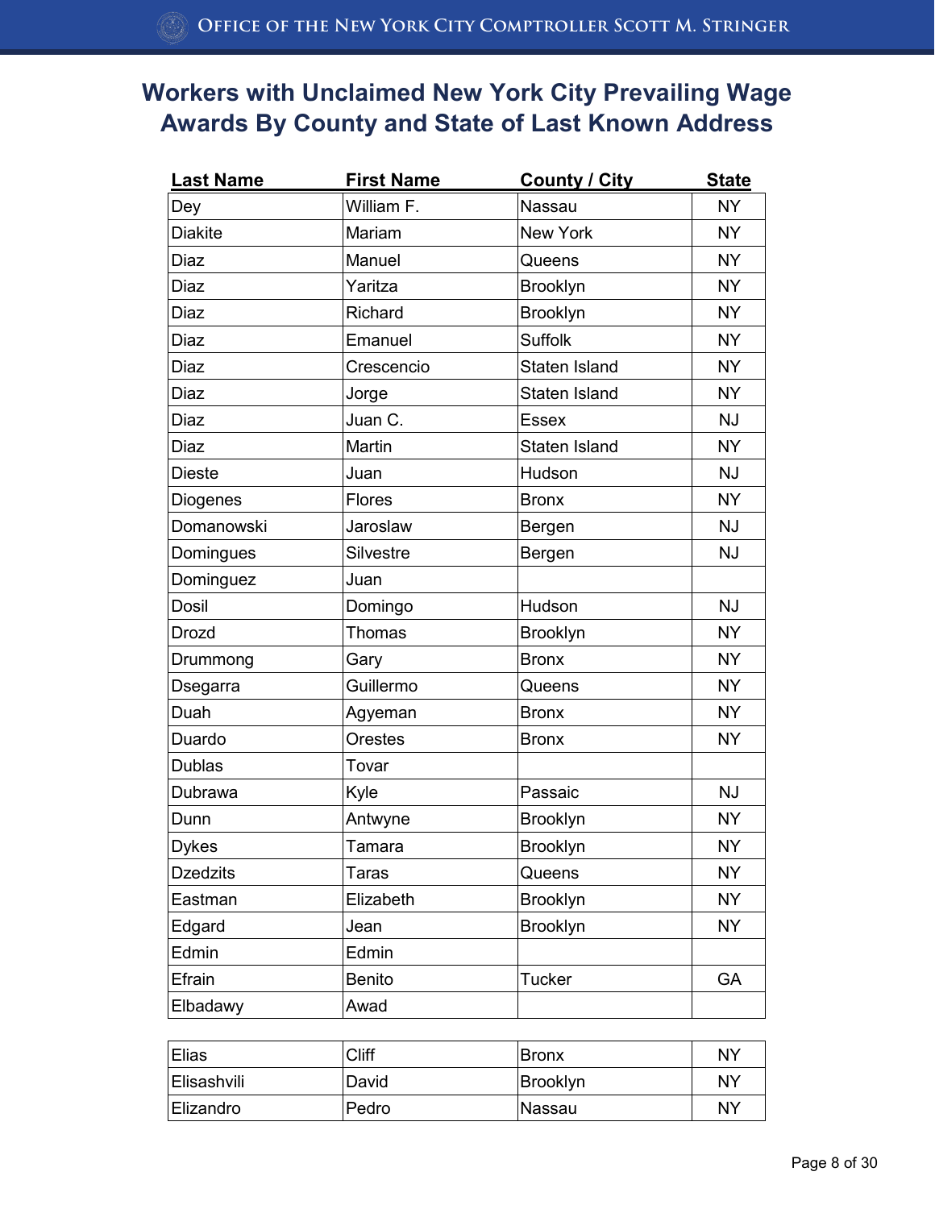# Workers with Unclaimed New York City Prevailing Wage Awards By County and State of Last Known Address

| Last Name | First Name | County / City | State |
|---|---|---|---|
| Dey | William F. | Nassau | NY |
| Diakite | Mariam | New York | NY |
| Diaz | Manuel | Queens | NY |
| Diaz | Yaritza | Brooklyn | NY |
| Diaz | Richard | Brooklyn | NY |
| Diaz | Emanuel | Suffolk | NY |
| Diaz | Crescencio | Staten Island | NY |
| Diaz | Jorge | Staten Island | NY |
| Diaz | Juan C. | Essex | NJ |
| Diaz | Martin | Staten Island | NY |
| Dieste | Juan | Hudson | NJ |
| Diogenes | Flores | Bronx | NY |
| Domanowski | Jaroslaw | Bergen | NJ |
| Domingues | Silvestre | Bergen | NJ |
| Dominguez | Juan | | |
| Dosil | Domingo | Hudson | NJ |
| Drozd | Thomas | Brooklyn | NY |
| Drummong | Gary | Bronx | NY |
| Dsegarra | Guillermo | Queens | NY |
| Duah | Agyeman | Bronx | NY |
| Duardo | Orestes | Bronx | NY |
| Dublas | Tovar | | |
| Dubrawa | Kyle | Passaic | NJ |
| Dunn | Antwyne | Brooklyn | NY |
| Dykes | Tamara | Brooklyn | NY |
| Dzedzits | Taras | Queens | NY |
| Eastman | Elizabeth | Brooklyn | NY |
| Edgard | Jean | Brooklyn | NY |
| Edmin | Edmin | | |
| Efrain | Benito | Tucker | GA |
| Elbadawy | Awad | | |
| Elias | Cliff | Bronx | NY |
| Elisashvili | David | Brooklyn | NY |
| Elizandro | Pedro | Nassau | NY |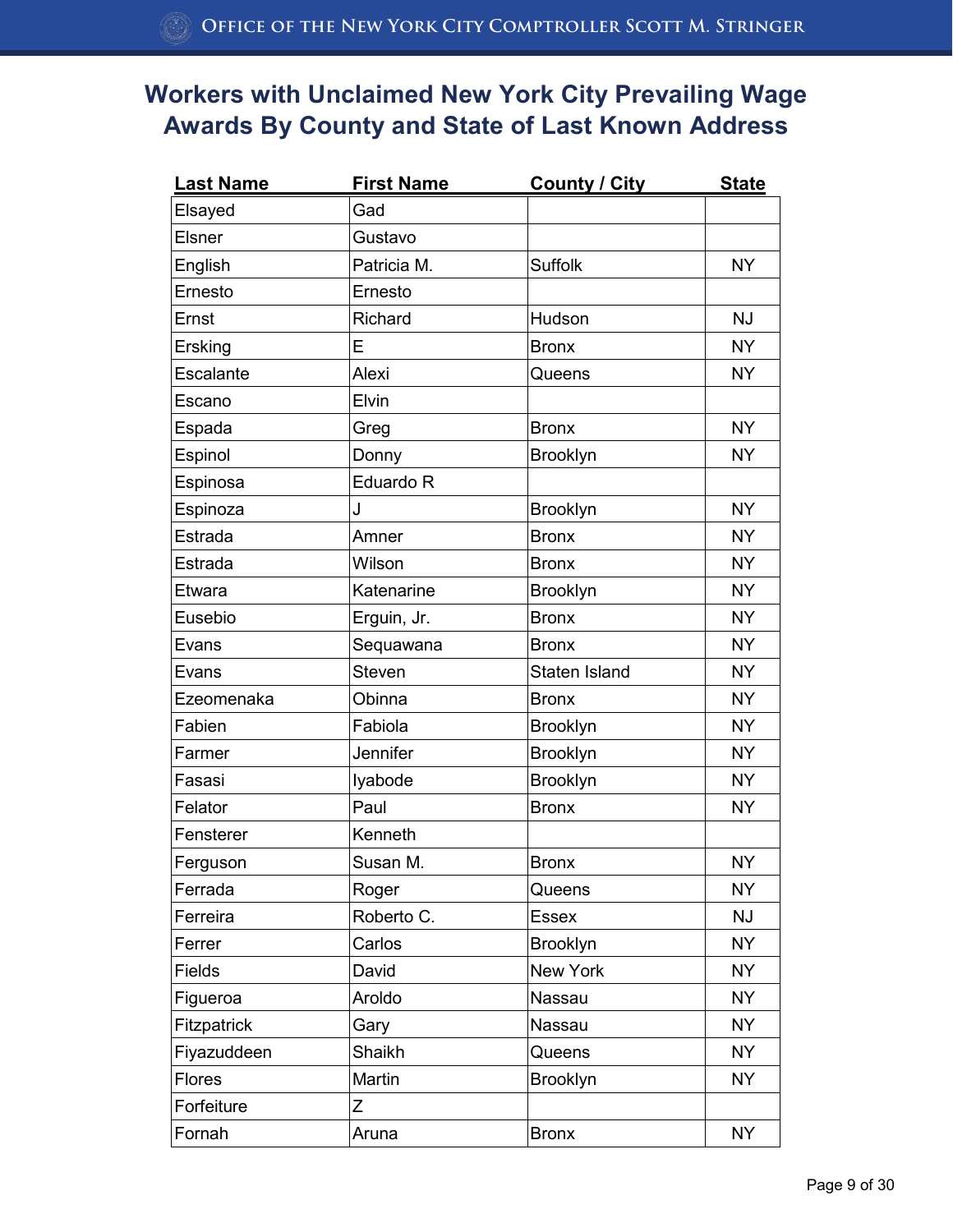# Workers with Unclaimed New York City Prevailing Wage Awards By County and State of Last Known Address

| Last Name | First Name | County / City | State |
|---|---|---|---|
| Elsayed | Gad | | |
| Elsner | Gustavo | | |
| English | Patricia M. | Suffolk | NY |
| Ernesto | Ernesto | | |
| Ernst | Richard | Hudson | NJ |
| Ersking | E | Bronx | NY |
| Escalante | Alexi | Queens | NY |
| Escano | Elvin | | |
| Espada | Greg | Bronx | NY |
| Espinol | Donny | Brooklyn | NY |
| Espinosa | Eduardo R | | |
| Espinoza | J | Brooklyn | NY |
| Estrada | Amner | Bronx | NY |
| Estrada | Wilson | Bronx | NY |
| Etwara | Katenarine | Brooklyn | NY |
| Eusebio | Erguin, Jr. | Bronx | NY |
| Evans | Sequawana | Bronx | NY |
| Evans | Steven | Staten Island | NY |
| Ezeomenaka | Obinna | Bronx | NY |
| Fabien | Fabiola | Brooklyn | NY |
| Farmer | Jennifer | Brooklyn | NY |
| Fasasi | Iyabode | Brooklyn | NY |
| Felator | Paul | Bronx | NY |
| Fensterer | Kenneth | | |
| Ferguson | Susan M. | Bronx | NY |
| Ferrada | Roger | Queens | NY |
| Ferreira | Roberto C. | Essex | NJ |
| Ferrer | Carlos | Brooklyn | NY |
| Fields | David | New York | NY |
| Figueroa | Aroldo | Nassau | NY |
| Fitzpatrick | Gary | Nassau | NY |
| Fiyazuddeen | Shaikh | Queens | NY |
| Flores | Martin | Brooklyn | NY |
| Forfeiture | Z | | |
| Fornah | Aruna | Bronx | NY |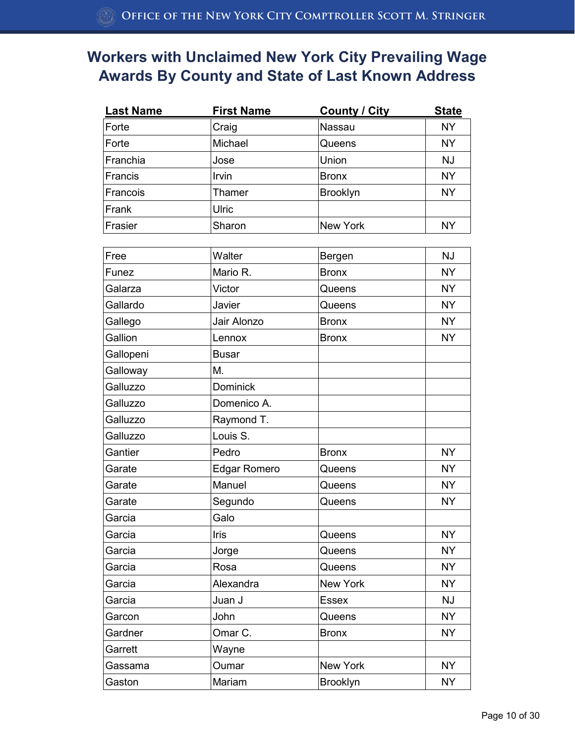## Workers with Unclaimed New York City Prevailing Wage Awards By County and State of Last Known Address

| Last Name | First Name | County / City | State |
|---|---|---|---|
| Forte | Craig | Nassau | NY |
| Forte | Michael | Queens | NY |
| Franchia | Jose | Union | NJ |
| Francis | Irvin | Bronx | NY |
| Francois | Thamer | Brooklyn | NY |
| Frank | Ulric | | |
| Frasier | Sharon | New York | NY |
| Free | Walter | Bergen | NJ |
| Funez | Mario R. | Bronx | NY |
| Galarza | Victor | Queens | NY |
| Gallardo | Javier | Queens | NY |
| Gallego | Jair Alonzo | Bronx | NY |
| Gallion | Lennox | Bronx | NY |
| Gallopeni | Busar | | |
| Galloway | M. | | |
| Galluzzo | Dominick | | |
| Galluzzo | Domenico A. | | |
| Galluzzo | Raymond T. | | |
| Galluzzo | Louis S. | | |
| Gantier | Pedro | Bronx | NY |
| Garate | Edgar Romero | Queens | NY |
| Garate | Manuel | Queens | NY |
| Garate | Segundo | Queens | NY |
| Garcia | Galo | | |
| Garcia | Iris | Queens | NY |
| Garcia | Jorge | Queens | NY |
| Garcia | Rosa | Queens | NY |
| Garcia | Alexandra | New York | NY |
| Garcia | Juan J | Essex | NJ |
| Garcon | John | Queens | NY |
| Gardner | Omar C. | Bronx | NY |
| Garrett | Wayne | | |
| Gassama | Oumar | New York | NY |
| Gaston | Mariam | Brooklyn | NY |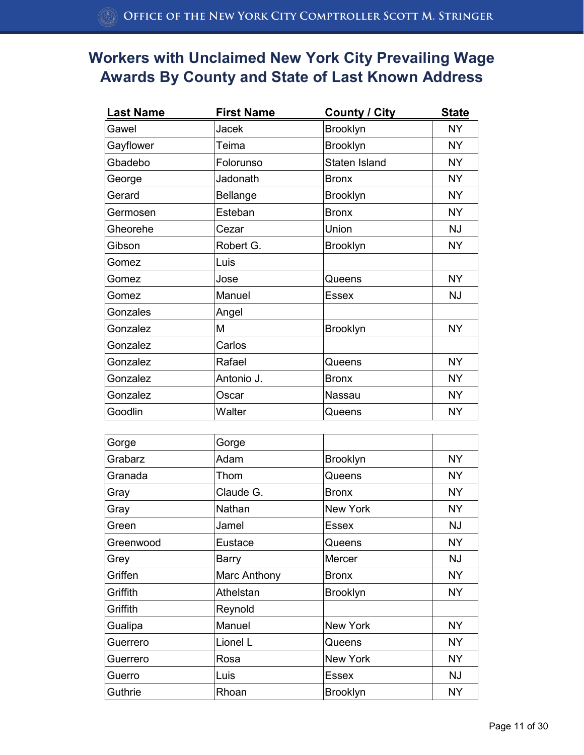# Workers with Unclaimed New York City Prevailing Wage Awards By County and State of Last Known Address

| Last Name | First Name | County / City | State |
|---|---|---|---|
| Gawel | Jacek | Brooklyn | NY |
| Gayflower | Teima | Brooklyn | NY |
| Gbadebo | Folorunso | Staten Island | NY |
| George | Jadonath | Bronx | NY |
| Gerard | Bellange | Brooklyn | NY |
| Germosen | Esteban | Bronx | NY |
| Gheorehe | Cezar | Union | NJ |
| Gibson | Robert G. | Brooklyn | NY |
| Gomez | Luis | | |
| Gomez | Jose | Queens | NY |
| Gomez | Manuel | Essex | NJ |
| Gonzales | Angel | | |
| Gonzalez | M | Brooklyn | NY |
| Gonzalez | Carlos | | |
| Gonzalez | Rafael | Queens | NY |
| Gonzalez | Antonio J. | Bronx | NY |
| Gonzalez | Oscar | Nassau | NY |
| Goodlin | Walter | Queens | NY |
| Gorge | Gorge | | |
| Grabarz | Adam | Brooklyn | NY |
| Granada | Thom | Queens | NY |
| Gray | Claude G. | Bronx | NY |
| Gray | Nathan | New York | NY |
| Green | Jamel | Essex | NJ |
| Greenwood | Eustace | Queens | NY |
| Grey | Barry | Mercer | NJ |
| Griffen | Marc Anthony | Bronx | NY |
| Griffith | Athelstan | Brooklyn | NY |
| Griffith | Reynold | | |
| Gualipa | Manuel | New York | NY |
| Guerrero | Lionel L | Queens | NY |
| Guerrero | Rosa | New York | NY |
| Guerro | Luis | Essex | NJ |
| Guthrie | Rhoan | Brooklyn | NY |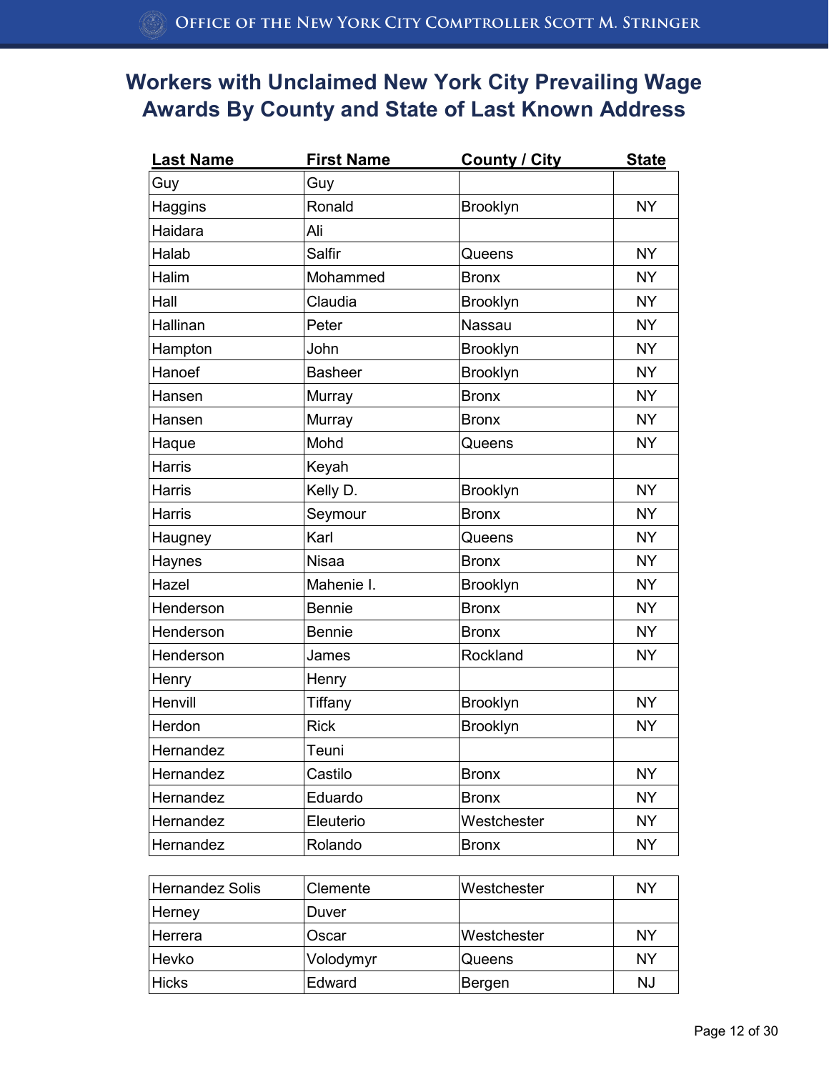# Workers with Unclaimed New York City Prevailing Wage Awards By County and State of Last Known Address

| Last Name | First Name | County / City | State |
|---|---|---|---|
| Guy | Guy | | |
| Haggins | Ronald | Brooklyn | NY |
| Haidara | Ali | | |
| Halab | Salfir | Queens | NY |
| Halim | Mohammed | Bronx | NY |
| Hall | Claudia | Brooklyn | NY |
| Hallinan | Peter | Nassau | NY |
| Hampton | John | Brooklyn | NY |
| Hanoef | Basheer | Brooklyn | NY |
| Hansen | Murray | Bronx | NY |
| Hansen | Murray | Bronx | NY |
| Haque | Mohd | Queens | NY |
| Harris | Keyah | | |
| Harris | Kelly D. | Brooklyn | NY |
| Harris | Seymour | Bronx | NY |
| Haugney | Karl | Queens | NY |
| Haynes | Nisaa | Bronx | NY |
| Hazel | Mahenie I. | Brooklyn | NY |
| Henderson | Bennie | Bronx | NY |
| Henderson | Bennie | Bronx | NY |
| Henderson | James | Rockland | NY |
| Henry | Henry | | |
| Henvill | Tiffany | Brooklyn | NY |
| Herdon | Rick | Brooklyn | NY |
| Hernandez | Teuni | | |
| Hernandez | Castilo | Bronx | NY |
| Hernandez | Eduardo | Bronx | NY |
| Hernandez | Eleuterio | Westchester | NY |
| Hernandez | Rolando | Bronx | NY |
| Hernandez Solis | Clemente | Westchester | NY |
| Herney | Duver | | |
| Herrera | Oscar | Westchester | NY |
| Hevko | Volodymyr | Queens | NY |
| Hicks | Edward | Bergen | NJ |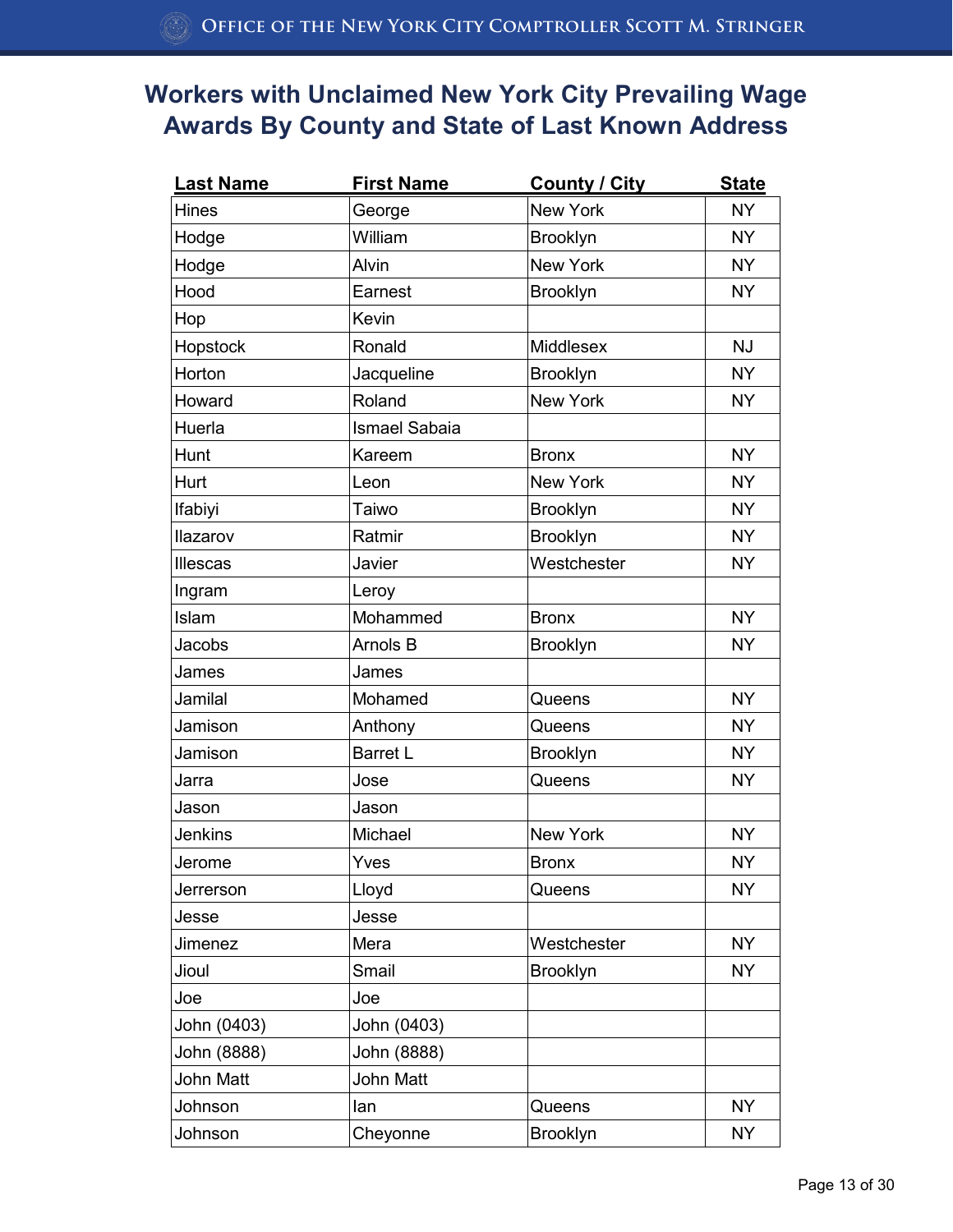# Workers with Unclaimed New York City Prevailing Wage Awards By County and State of Last Known Address

| Last Name | First Name | County / City | State |
|---|---|---|---|
| Hines | George | New York | NY |
| Hodge | William | Brooklyn | NY |
| Hodge | Alvin | New York | NY |
| Hood | Earnest | Brooklyn | NY |
| Hop | Kevin | | |
| Hopstock | Ronald | Middlesex | NJ |
| Horton | Jacqueline | Brooklyn | NY |
| Howard | Roland | New York | NY |
| Huerla | Ismael Sabaia | | |
| Hunt | Kareem | Bronx | NY |
| Hurt | Leon | New York | NY |
| Ifabiyi | Taiwo | Brooklyn | NY |
| Ilazarov | Ratmir | Brooklyn | NY |
| Illescas | Javier | Westchester | NY |
| Ingram | Leroy | | |
| Islam | Mohammed | Bronx | NY |
| Jacobs | Arnols B | Brooklyn | NY |
| James | James | | |
| Jamilal | Mohamed | Queens | NY |
| Jamison | Anthony | Queens | NY |
| Jamison | Barret L | Brooklyn | NY |
| Jarra | Jose | Queens | NY |
| Jason | Jason | | |
| Jenkins | Michael | New York | NY |
| Jerome | Yves | Bronx | NY |
| Jerrerson | Lloyd | Queens | NY |
| Jesse | Jesse | | |
| Jimenez | Mera | Westchester | NY |
| Jioul | Smail | Brooklyn | NY |
| Joe | Joe | | |
| John (0403) | John (0403) | | |
| John (8888) | John (8888) | | |
| John Matt | John Matt | | |
| Johnson | Ian | Queens | NY |
| Johnson | Cheyonne | Brooklyn | NY |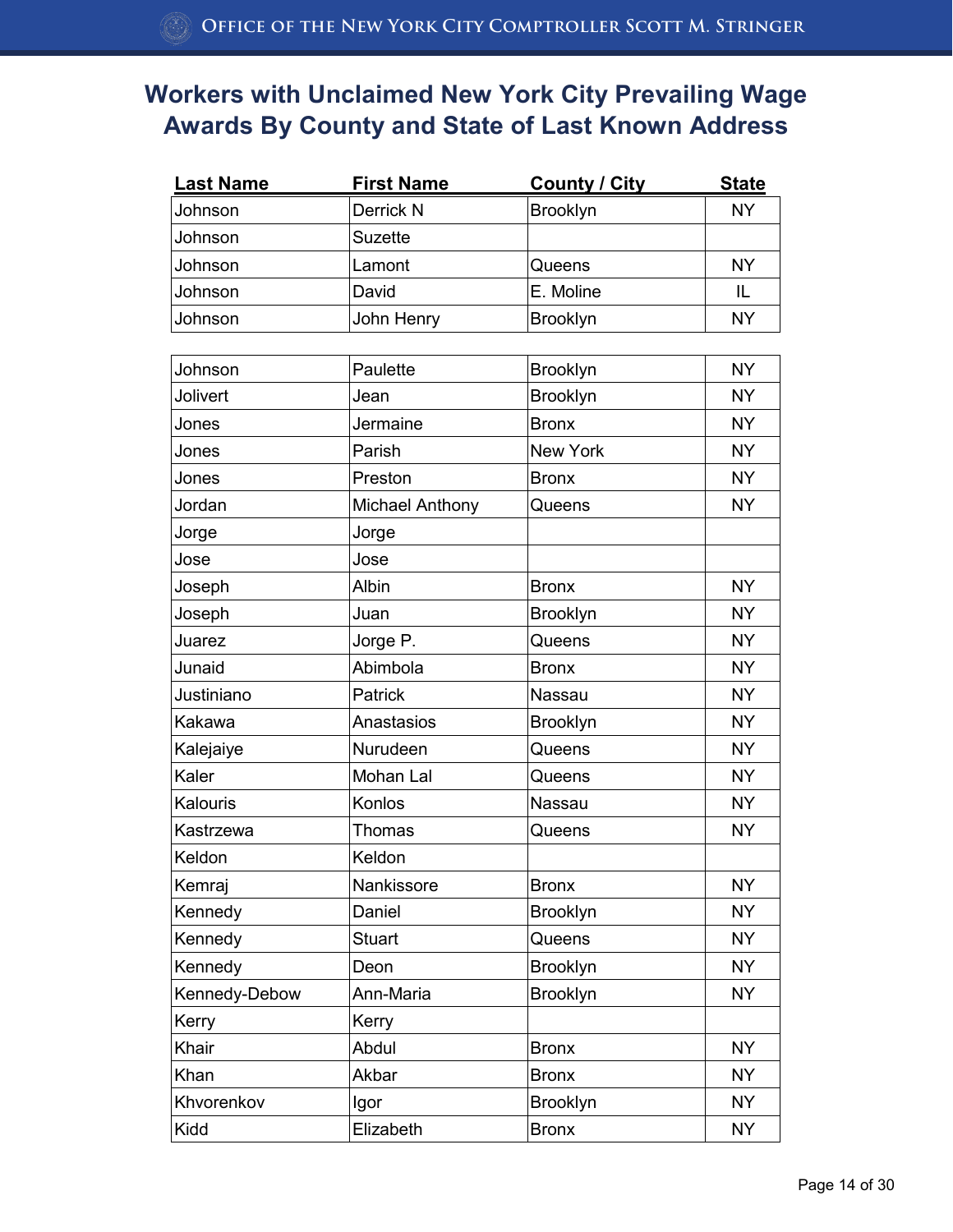# Workers with Unclaimed New York City Prevailing Wage Awards By County and State of Last Known Address

| Last Name | First Name | County / City | State |
|---|---|---|---|
| Johnson | Derrick N | Brooklyn | NY |
| Johnson | Suzette | | |
| Johnson | Lamont | Queens | NY |
| Johnson | David | E. Moline | IL |
| Johnson | John Henry | Brooklyn | NY |
| Johnson | Paulette | Brooklyn | NY |
| Jolivert | Jean | Brooklyn | NY |
| Jones | Jermaine | Bronx | NY |
| Jones | Parish | New York | NY |
| Jones | Preston | Bronx | NY |
| Jordan | Michael Anthony | Queens | NY |
| Jorge | Jorge | | |
| Jose | Jose | | |
| Joseph | Albin | Bronx | NY |
| Joseph | Juan | Brooklyn | NY |
| Juarez | Jorge P. | Queens | NY |
| Junaid | Abimbola | Bronx | NY |
| Justiniano | Patrick | Nassau | NY |
| Kakawa | Anastasios | Brooklyn | NY |
| Kalejaiye | Nurudeen | Queens | NY |
| Kaler | Mohan Lal | Queens | NY |
| Kalouris | Konlos | Nassau | NY |
| Kastrzewa | Thomas | Queens | NY |
| Keldon | Keldon | | |
| Kemraj | Nankissore | Bronx | NY |
| Kennedy | Daniel | Brooklyn | NY |
| Kennedy | Stuart | Queens | NY |
| Kennedy | Deon | Brooklyn | NY |
| Kennedy-Debow | Ann-Maria | Brooklyn | NY |
| Kerry | Kerry | | |
| Khair | Abdul | Bronx | NY |
| Khan | Akbar | Bronx | NY |
| Khvorenkov | Igor | Brooklyn | NY |
| Kidd | Elizabeth | Bronx | NY |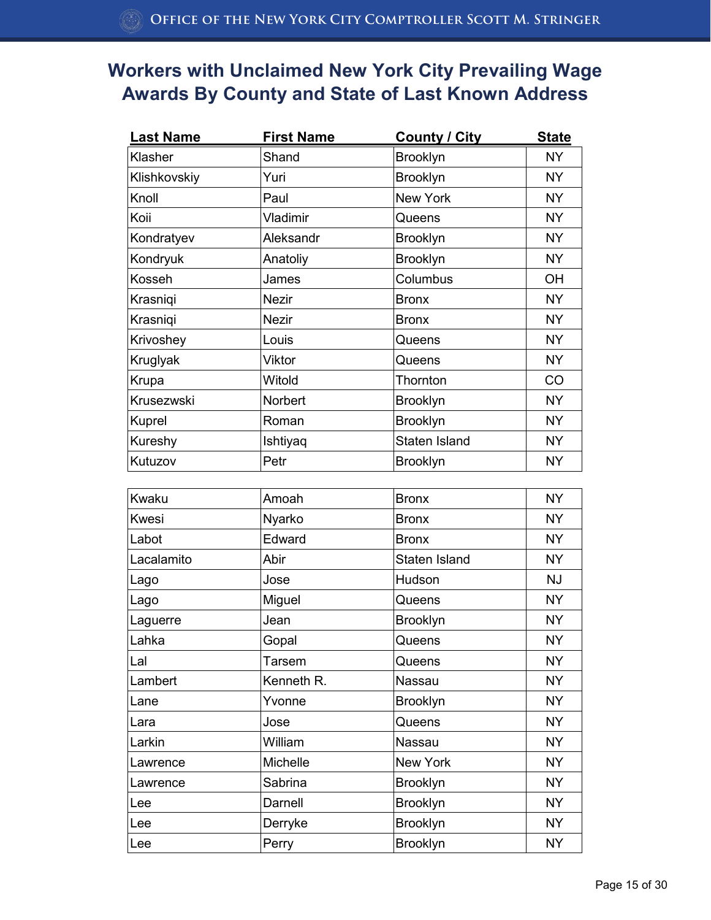# Workers with Unclaimed New York City Prevailing Wage Awards By County and State of Last Known Address

| Last Name | First Name | County / City | State |
|---|---|---|---|
| Klasher | Shand | Brooklyn | NY |
| Klishkovskiy | Yuri | Brooklyn | NY |
| Knoll | Paul | New York | NY |
| Koii | Vladimir | Queens | NY |
| Kondratyev | Aleksandr | Brooklyn | NY |
| Kondryuk | Anatoliy | Brooklyn | NY |
| Kosseh | James | Columbus | OH |
| Krasniqi | Nezir | Bronx | NY |
| Krasniqi | Nezir | Bronx | NY |
| Krivoshey | Louis | Queens | NY |
| Kruglyak | Viktor | Queens | NY |
| Krupa | Witold | Thornton | CO |
| Krusezwski | Norbert | Brooklyn | NY |
| Kuprel | Roman | Brooklyn | NY |
| Kureshy | Ishtiyaq | Staten Island | NY |
| Kutuzov | Petr | Brooklyn | NY |
| Kwaku | Amoah | Bronx | NY |
| Kwesi | Nyarko | Bronx | NY |
| Labot | Edward | Bronx | NY |
| Lacalamito | Abir | Staten Island | NY |
| Lago | Jose | Hudson | NJ |
| Lago | Miguel | Queens | NY |
| Laguerre | Jean | Brooklyn | NY |
| Lahka | Gopal | Queens | NY |
| Lal | Tarsem | Queens | NY |
| Lambert | Kenneth R. | Nassau | NY |
| Lane | Yvonne | Brooklyn | NY |
| Lara | Jose | Queens | NY |
| Larkin | William | Nassau | NY |
| Lawrence | Michelle | New York | NY |
| Lawrence | Sabrina | Brooklyn | NY |
| Lee | Darnell | Brooklyn | NY |
| Lee | Derryke | Brooklyn | NY |
| Lee | Perry | Brooklyn | NY |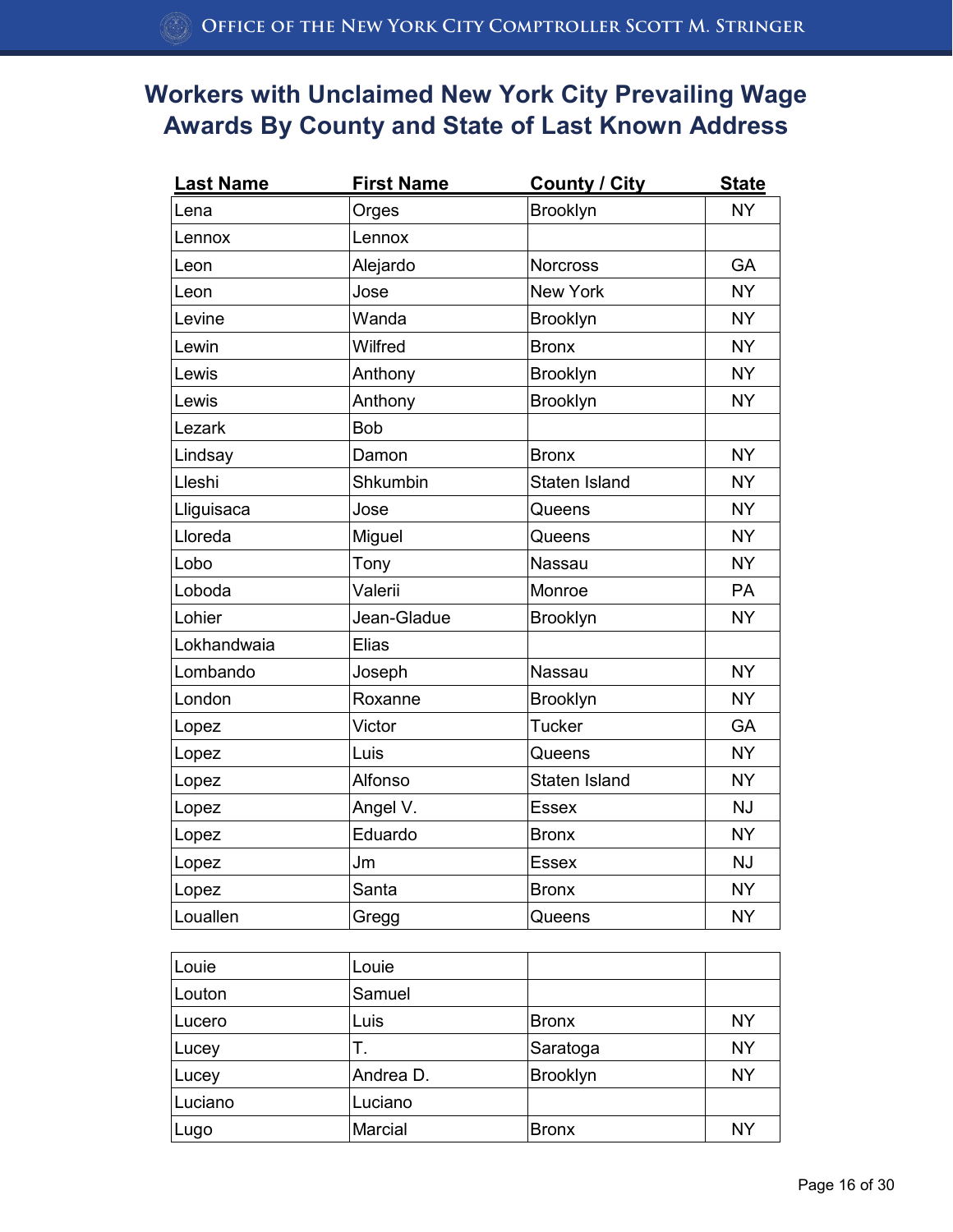# Workers with Unclaimed New York City Prevailing Wage Awards By County and State of Last Known Address

| Last Name | First Name | County / City | State |
|---|---|---|---|
| Lena | Orges | Brooklyn | NY |
| Lennox | Lennox | | |
| Leon | Alejardo | Norcross | GA |
| Leon | Jose | New York | NY |
| Levine | Wanda | Brooklyn | NY |
| Lewin | Wilfred | Bronx | NY |
| Lewis | Anthony | Brooklyn | NY |
| Lewis | Anthony | Brooklyn | NY |
| Lezark | Bob | | |
| Lindsay | Damon | Bronx | NY |
| Lleshi | Shkumbin | Staten Island | NY |
| Lliguisaca | Jose | Queens | NY |
| Lloreda | Miguel | Queens | NY |
| Lobo | Tony | Nassau | NY |
| Loboda | Valerii | Monroe | PA |
| Lohier | Jean-Gladue | Brooklyn | NY |
| Lokhandwaia | Elias | | |
| Lombando | Joseph | Nassau | NY |
| London | Roxanne | Brooklyn | NY |
| Lopez | Victor | Tucker | GA |
| Lopez | Luis | Queens | NY |
| Lopez | Alfonso | Staten Island | NY |
| Lopez | Angel V. | Essex | NJ |
| Lopez | Eduardo | Bronx | NY |
| Lopez | Jm | Essex | NJ |
| Lopez | Santa | Bronx | NY |
| Louallen | Gregg | Queens | NY |
| Louie | Louie | | |
| Louton | Samuel | | |
| Lucero | Luis | Bronx | NY |
| Lucey | T. | Saratoga | NY |
| Lucey | Andrea D. | Brooklyn | NY |
| Luciano | Luciano | | |
| Lugo | Marcial | Bronx | NY |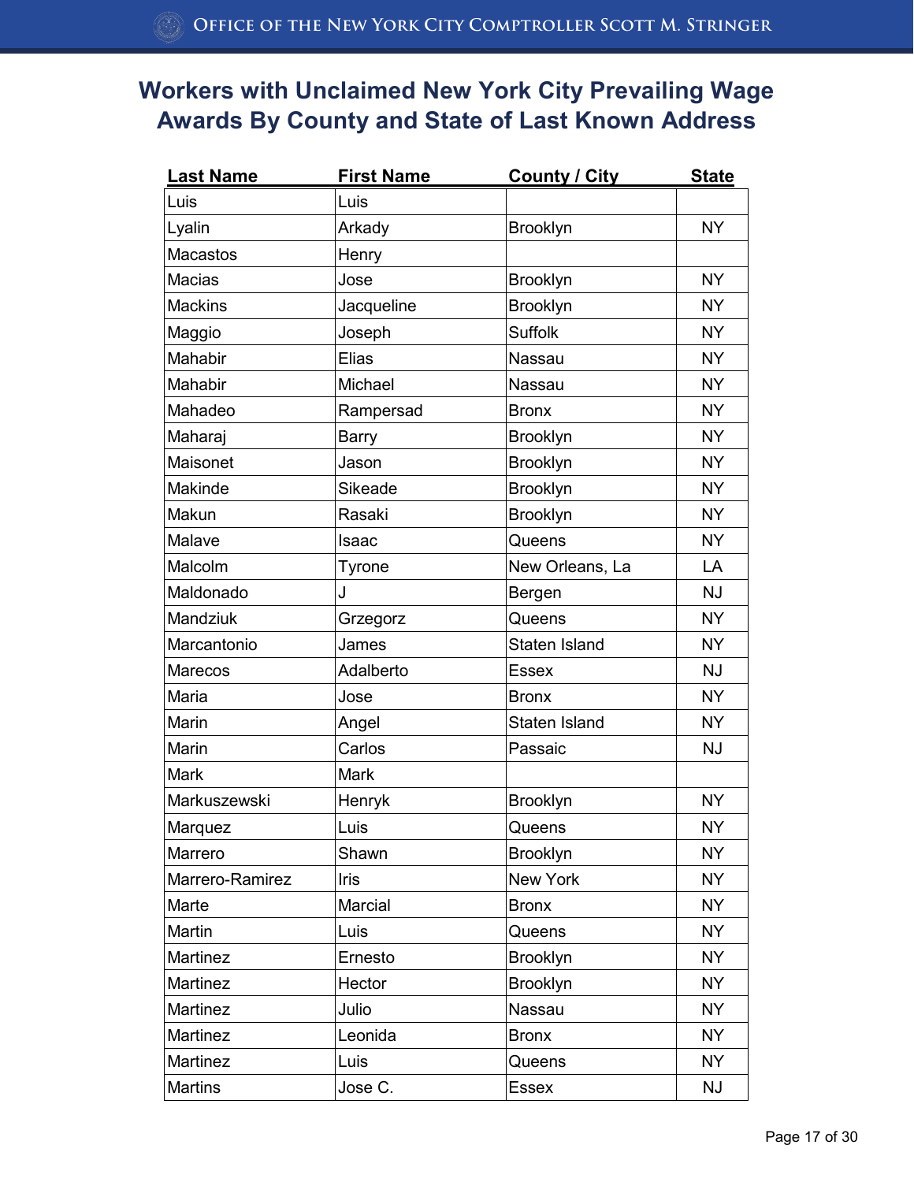# Workers with Unclaimed New York City Prevailing Wage Awards By County and State of Last Known Address

| Last Name | First Name | County / City | State |
|---|---|---|---|
| Luis | Luis | | |
| Lyalin | Arkady | Brooklyn | NY |
| Macastos | Henry | | |
| Macias | Jose | Brooklyn | NY |
| Mackins | Jacqueline | Brooklyn | NY |
| Maggio | Joseph | Suffolk | NY |
| Mahabir | Elias | Nassau | NY |
| Mahabir | Michael | Nassau | NY |
| Mahadeo | Rampersad | Bronx | NY |
| Maharaj | Barry | Brooklyn | NY |
| Maisonet | Jason | Brooklyn | NY |
| Makinde | Sikeade | Brooklyn | NY |
| Makun | Rasaki | Brooklyn | NY |
| Malave | Isaac | Queens | NY |
| Malcolm | Tyrone | New Orleans, La | LA |
| Maldonado | J | Bergen | NJ |
| Mandziuk | Grzegorz | Queens | NY |
| Marcantonio | James | Staten Island | NY |
| Marecos | Adalberto | Essex | NJ |
| Maria | Jose | Bronx | NY |
| Marin | Angel | Staten Island | NY |
| Marin | Carlos | Passaic | NJ |
| Mark | Mark | | |
| Markuszewski | Henryk | Brooklyn | NY |
| Marquez | Luis | Queens | NY |
| Marrero | Shawn | Brooklyn | NY |
| Marrero-Ramirez | Iris | New York | NY |
| Marte | Marcial | Bronx | NY |
| Martin | Luis | Queens | NY |
| Martinez | Ernesto | Brooklyn | NY |
| Martinez | Hector | Brooklyn | NY |
| Martinez | Julio | Nassau | NY |
| Martinez | Leonida | Bronx | NY |
| Martinez | Luis | Queens | NY |
| Martins | Jose C. | Essex | NJ |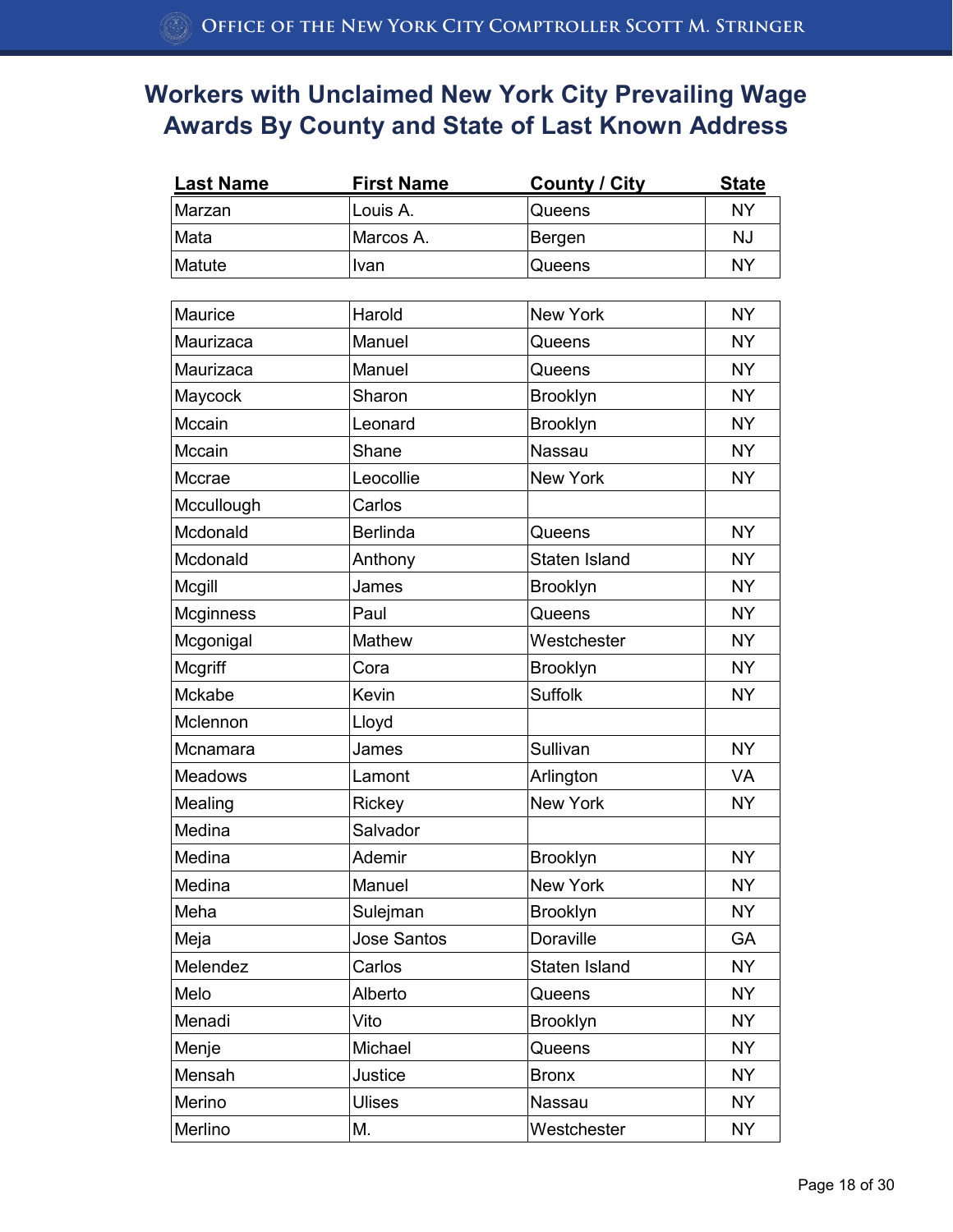# Workers with Unclaimed New York City Prevailing Wage Awards By County and State of Last Known Address

| Last Name | First Name | County / City | State |
|---|---|---|---|
| Marzan | Louis A. | Queens | NY |
| Mata | Marcos A. | Bergen | NJ |
| Matute | Ivan | Queens | NY |
| Maurice | Harold | New York | NY |
| Maurizaca | Manuel | Queens | NY |
| Maurizaca | Manuel | Queens | NY |
| Maycock | Sharon | Brooklyn | NY |
| Mccain | Leonard | Brooklyn | NY |
| Mccain | Shane | Nassau | NY |
| Mccrae | Leocollie | New York | NY |
| Mccullough | Carlos | | |
| Mcdonald | Berlinda | Queens | NY |
| Mcdonald | Anthony | Staten Island | NY |
| Mcgill | James | Brooklyn | NY |
| Mcginness | Paul | Queens | NY |
| Mcgonigal | Mathew | Westchester | NY |
| Mcgriff | Cora | Brooklyn | NY |
| Mckabe | Kevin | Suffolk | NY |
| Mclennon | Lloyd | | |
| Mcnamara | James | Sullivan | NY |
| Meadows | Lamont | Arlington | VA |
| Mealing | Rickey | New York | NY |
| Medina | Salvador | | |
| Medina | Ademir | Brooklyn | NY |
| Medina | Manuel | New York | NY |
| Meha | Sulejman | Brooklyn | NY |
| Meja | Jose Santos | Doraville | GA |
| Melendez | Carlos | Staten Island | NY |
| Melo | Alberto | Queens | NY |
| Menadi | Vito | Brooklyn | NY |
| Menje | Michael | Queens | NY |
| Mensah | Justice | Bronx | NY |
| Merino | Ulises | Nassau | NY |
| Merlino | M. | Westchester | NY |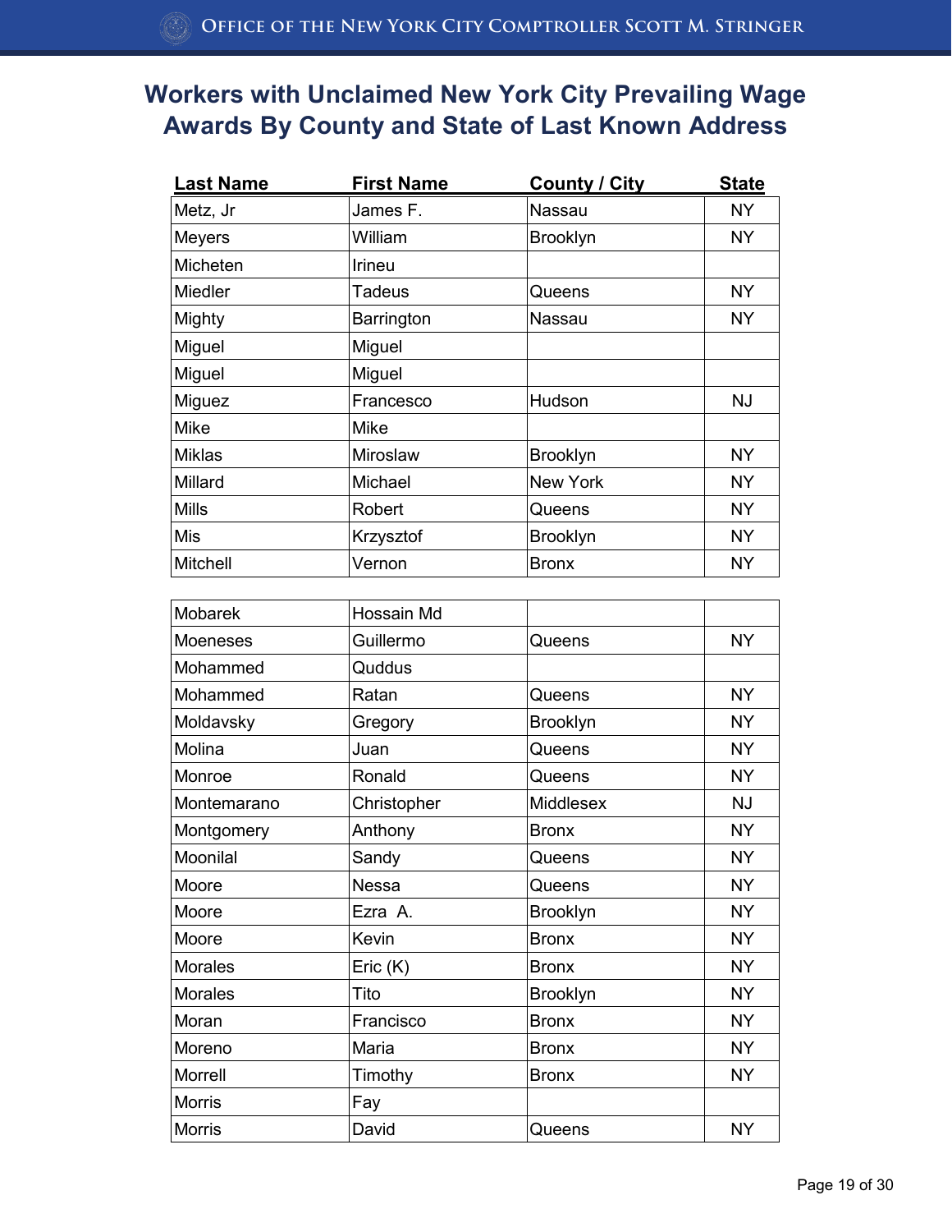# Workers with Unclaimed New York City Prevailing Wage Awards By County and State of Last Known Address

| Last Name | First Name | County / City | State |
|---|---|---|---|
| Metz, Jr | James F. | Nassau | NY |
| Meyers | William | Brooklyn | NY |
| Micheten | Irineu | | |
| Miedler | Tadeus | Queens | NY |
| Mighty | Barrington | Nassau | NY |
| Miguel | Miguel | | |
| Miguel | Miguel | | |
| Miguez | Francesco | Hudson | NJ |
| Mike | Mike | | |
| Miklas | Miroslaw | Brooklyn | NY |
| Millard | Michael | New York | NY |
| Mills | Robert | Queens | NY |
| Mis | Krzysztof | Brooklyn | NY |
| Mitchell | Vernon | Bronx | NY |
| Mobarek | Hossain Md | | |
| Moeneses | Guillermo | Queens | NY |
| Mohammed | Quddus | | |
| Mohammed | Ratan | Queens | NY |
| Moldavsky | Gregory | Brooklyn | NY |
| Molina | Juan | Queens | NY |
| Monroe | Ronald | Queens | NY |
| Montemarano | Christopher | Middlesex | NJ |
| Montgomery | Anthony | Bronx | NY |
| Moonilal | Sandy | Queens | NY |
| Moore | Nessa | Queens | NY |
| Moore | Ezra A. | Brooklyn | NY |
| Moore | Kevin | Bronx | NY |
| Morales | Eric (K) | Bronx | NY |
| Morales | Tito | Brooklyn | NY |
| Moran | Francisco | Bronx | NY |
| Moreno | Maria | Bronx | NY |
| Morrell | Timothy | Bronx | NY |
| Morris | Fay | | |
| Morris | David | Queens | NY |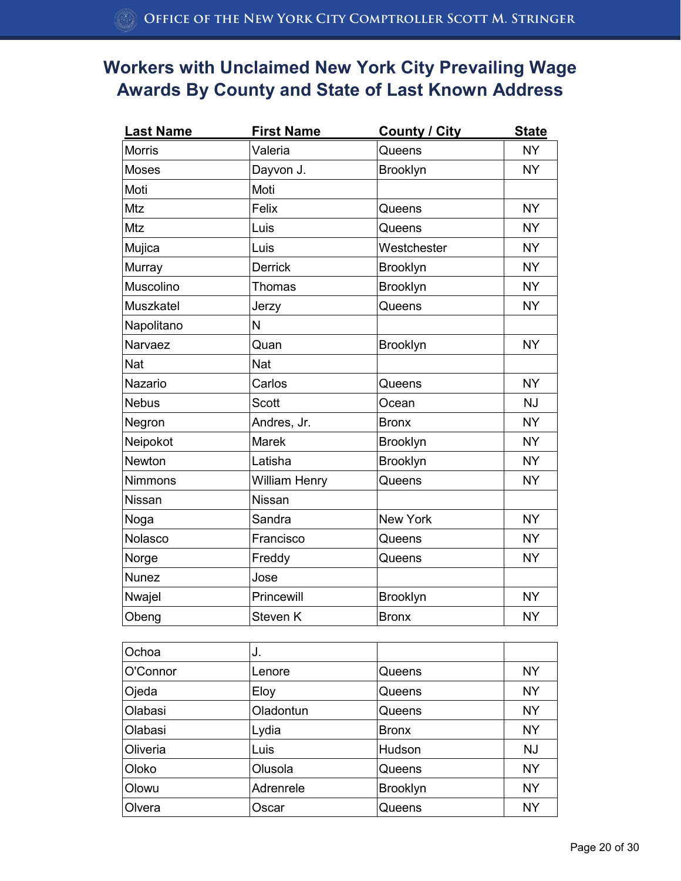## Workers with Unclaimed New York City Prevailing Wage Awards By County and State of Last Known Address

| Last Name | First Name | County / City | State |
|---|---|---|---|
| Morris | Valeria | Queens | NY |
| Moses | Dayvon J. | Brooklyn | NY |
| Moti | Moti | | |
| Mtz | Felix | Queens | NY |
| Mtz | Luis | Queens | NY |
| Mujica | Luis | Westchester | NY |
| Murray | Derrick | Brooklyn | NY |
| Muscolino | Thomas | Brooklyn | NY |
| Muszkatel | Jerzy | Queens | NY |
| Napolitano | N | | |
| Narvaez | Quan | Brooklyn | NY |
| Nat | Nat | | |
| Nazario | Carlos | Queens | NY |
| Nebus | Scott | Ocean | NJ |
| Negron | Andres, Jr. | Bronx | NY |
| Neipokot | Marek | Brooklyn | NY |
| Newton | Latisha | Brooklyn | NY |
| Nimmons | William Henry | Queens | NY |
| Nissan | Nissan | | |
| Noga | Sandra | New York | NY |
| Nolasco | Francisco | Queens | NY |
| Norge | Freddy | Queens | NY |
| Nunez | Jose | | |
| Nwajel | Princewill | Brooklyn | NY |
| Obeng | Steven K | Bronx | NY |
| Ochoa | J. | | |
| O'Connor | Lenore | Queens | NY |
| Ojeda | Eloy | Queens | NY |
| Olabasi | Oladontun | Queens | NY |
| Olabasi | Lydia | Bronx | NY |
| Oliveria | Luis | Hudson | NJ |
| Oloko | Olusola | Queens | NY |
| Olowu | Adrenrele | Brooklyn | NY |
| Olvera | Oscar | Queens | NY |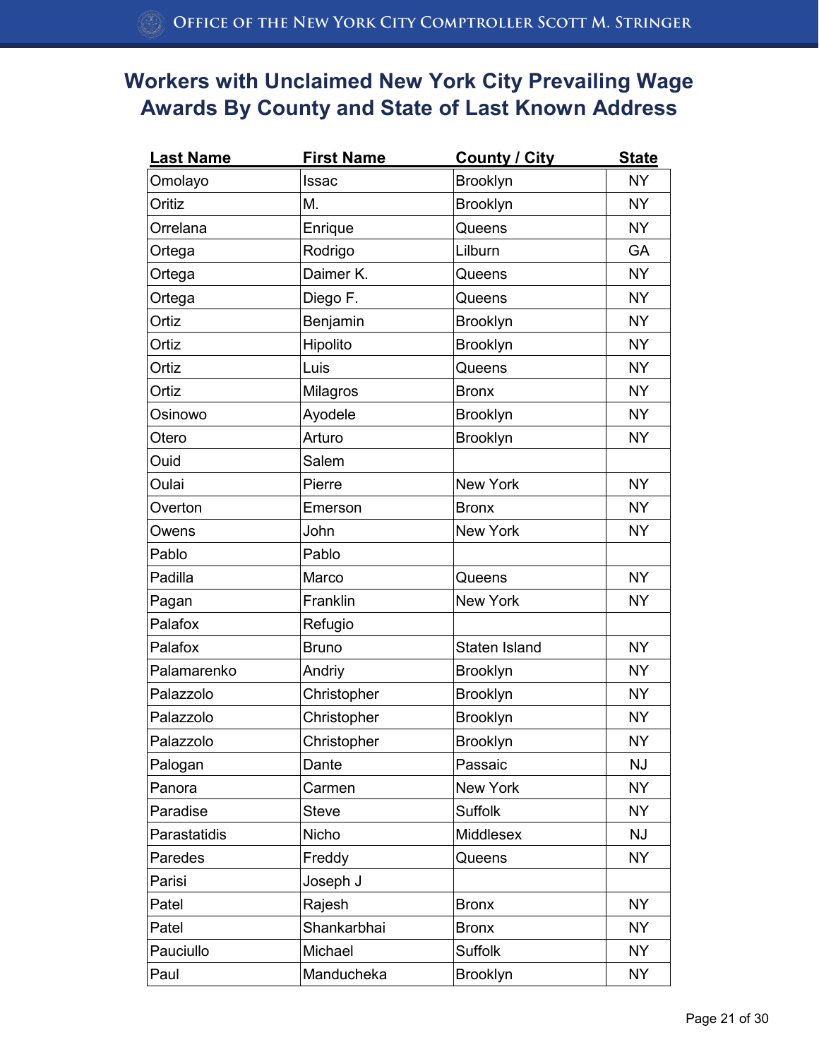# Workers with Unclaimed New York City Prevailing Wage Awards By County and State of Last Known Address

| Last Name | First Name | County / City | State |
|---|---|---|---|
| Omolayo | Issac | Brooklyn | NY |
| Oritiz | M. | Brooklyn | NY |
| Orrelana | Enrique | Queens | NY |
| Ortega | Rodrigo | Lilburn | GA |
| Ortega | Daimer K. | Queens | NY |
| Ortega | Diego F. | Queens | NY |
| Ortiz | Benjamin | Brooklyn | NY |
| Ortiz | Hipolito | Brooklyn | NY |
| Ortiz | Luis | Queens | NY |
| Ortiz | Milagros | Bronx | NY |
| Osinowo | Ayodele | Brooklyn | NY |
| Otero | Arturo | Brooklyn | NY |
| Ouid | Salem | | |
| Oulai | Pierre | New York | NY |
| Overton | Emerson | Bronx | NY |
| Owens | John | New York | NY |
| Pablo | Pablo | | |
| Padilla | Marco | Queens | NY |
| Pagan | Franklin | New York | NY |
| Palafox | Refugio | | |
| Palafox | Bruno | Staten Island | NY |
| Palamarenko | Andriy | Brooklyn | NY |
| Palazzolo | Christopher | Brooklyn | NY |
| Palazzolo | Christopher | Brooklyn | NY |
| Palazzolo | Christopher | Brooklyn | NY |
| Palogan | Dante | Passaic | NJ |
| Panora | Carmen | New York | NY |
| Paradise | Steve | Suffolk | NY |
| Parastatidis | Nicho | Middlesex | NJ |
| Paredes | Freddy | Queens | NY |
| Parisi | Joseph J | | |
| Patel | Rajesh | Bronx | NY |
| Patel | Shankarbhai | Bronx | NY |
| Pauciullo | Michael | Suffolk | NY |
| Paul | Manducheka | Brooklyn | NY |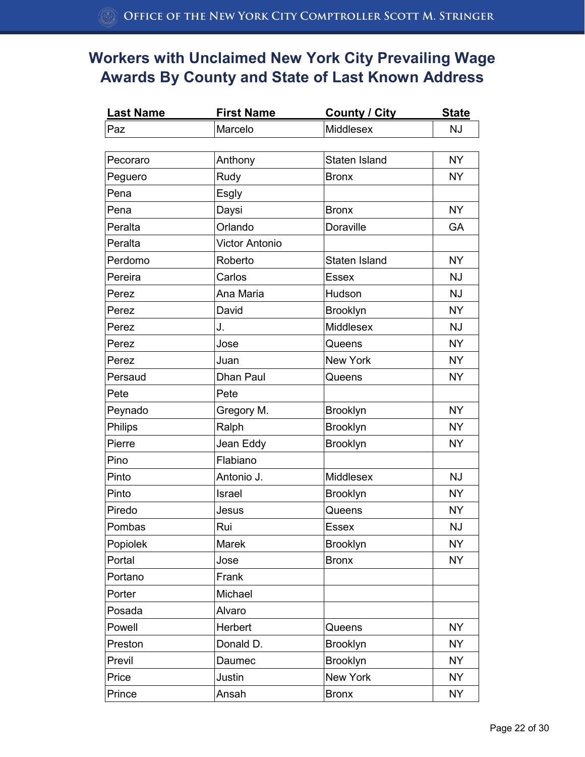# Workers with Unclaimed New York City Prevailing Wage Awards By County and State of Last Known Address

| Last Name | First Name | County / City | State |
|---|---|---|---|
| Paz | Marcelo | Middlesex | NJ |
| Pecoraro | Anthony | Staten Island | NY |
| Peguero | Rudy | Bronx | NY |
| Pena | Esgly | | |
| Pena | Daysi | Bronx | NY |
| Peralta | Orlando | Doraville | GA |
| Peralta | Victor Antonio | | |
| Perdomo | Roberto | Staten Island | NY |
| Pereira | Carlos | Essex | NJ |
| Perez | Ana Maria | Hudson | NJ |
| Perez | David | Brooklyn | NY |
| Perez | J. | Middlesex | NJ |
| Perez | Jose | Queens | NY |
| Perez | Juan | New York | NY |
| Persaud | Dhan Paul | Queens | NY |
| Pete | Pete | | |
| Peynado | Gregory M. | Brooklyn | NY |
| Philips | Ralph | Brooklyn | NY |
| Pierre | Jean Eddy | Brooklyn | NY |
| Pino | Flabiano | | |
| Pinto | Antonio J. | Middlesex | NJ |
| Pinto | Israel | Brooklyn | NY |
| Piredo | Jesus | Queens | NY |
| Pombas | Rui | Essex | NJ |
| Popiolek | Marek | Brooklyn | NY |
| Portal | Jose | Bronx | NY |
| Portano | Frank | | |
| Porter | Michael | | |
| Posada | Alvaro | | |
| Powell | Herbert | Queens | NY |
| Preston | Donald D. | Brooklyn | NY |
| Previl | Daumec | Brooklyn | NY |
| Price | Justin | New York | NY |
| Prince | Ansah | Bronx | NY |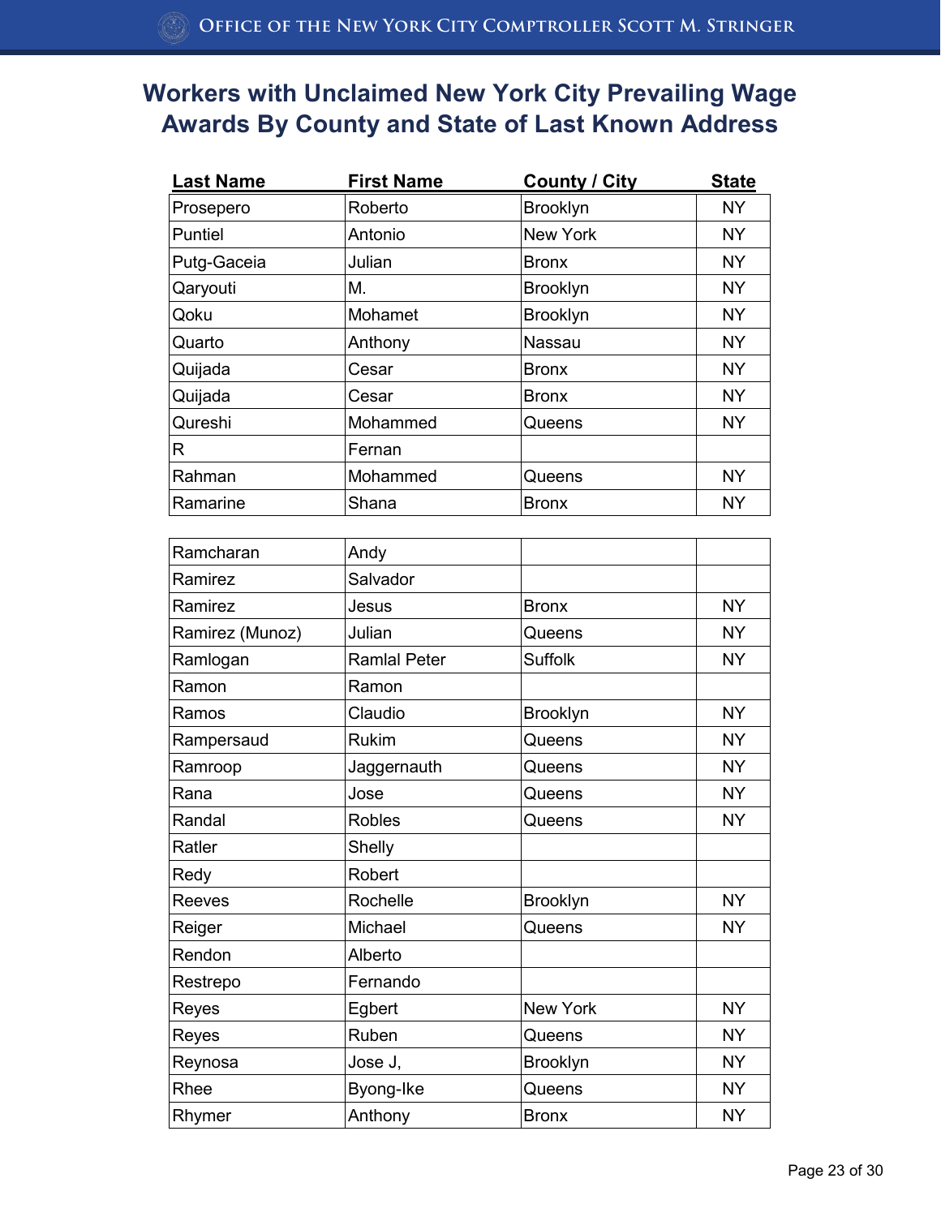# Workers with Unclaimed New York City Prevailing Wage Awards By County and State of Last Known Address

| Last Name | First Name | County / City | State |
|---|---|---|---|
| Prosepero | Roberto | Brooklyn | NY |
| Puntiel | Antonio | New York | NY |
| Putg-Gaceia | Julian | Bronx | NY |
| Qaryouti | M. | Brooklyn | NY |
| Qoku | Mohamet | Brooklyn | NY |
| Quarto | Anthony | Nassau | NY |
| Quijada | Cesar | Bronx | NY |
| Quijada | Cesar | Bronx | NY |
| Qureshi | Mohammed | Queens | NY |
| R | Fernan | | |
| Rahman | Mohammed | Queens | NY |
| Ramarine | Shana | Bronx | NY |
| Ramcharan | Andy | | |
| Ramirez | Salvador | | |
| Ramirez | Jesus | Bronx | NY |
| Ramirez (Munoz) | Julian | Queens | NY |
| Ramlogan | Ramlal Peter | Suffolk | NY |
| Ramon | Ramon | | |
| Ramos | Claudio | Brooklyn | NY |
| Rampersaud | Rukim | Queens | NY |
| Ramroop | Jaggernauth | Queens | NY |
| Rana | Jose | Queens | NY |
| Randal | Robles | Queens | NY |
| Ratler | Shelly | | |
| Redy | Robert | | |
| Reeves | Rochelle | Brooklyn | NY |
| Reiger | Michael | Queens | NY |
| Rendon | Alberto | | |
| Restrepo | Fernando | | |
| Reyes | Egbert | New York | NY |
| Reyes | Ruben | Queens | NY |
| Reynosa | Jose J, | Brooklyn | NY |
| Rhee | Byong-Ike | Queens | NY |
| Rhymer | Anthony | Bronx | NY |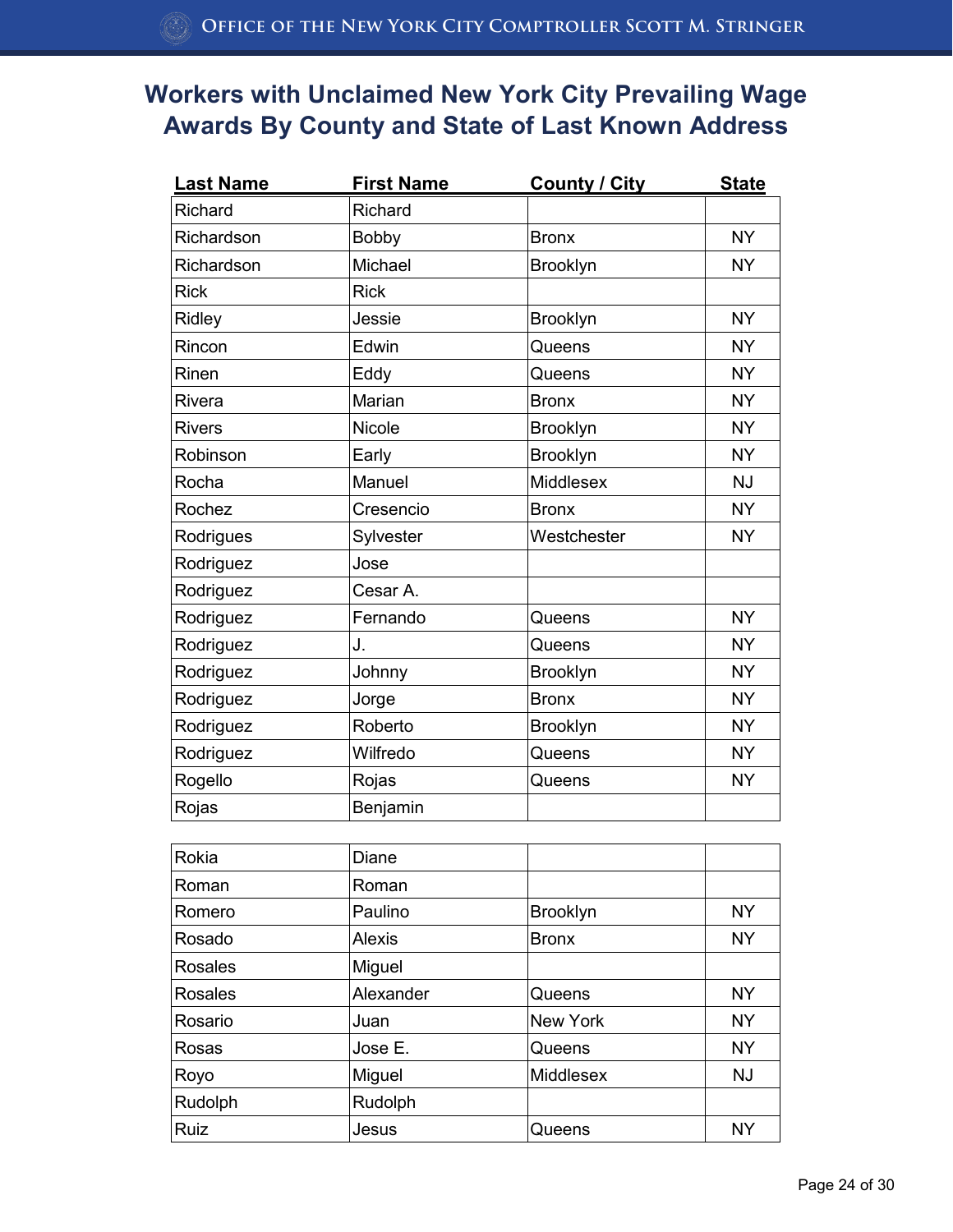# Workers with Unclaimed New York City Prevailing Wage Awards By County and State of Last Known Address

| Last Name | First Name | County / City | State |
|---|---|---|---|
| Richard | Richard | | |
| Richardson | Bobby | Bronx | NY |
| Richardson | Michael | Brooklyn | NY |
| Rick | Rick | | |
| Ridley | Jessie | Brooklyn | NY |
| Rincon | Edwin | Queens | NY |
| Rinen | Eddy | Queens | NY |
| Rivera | Marian | Bronx | NY |
| Rivers | Nicole | Brooklyn | NY |
| Robinson | Early | Brooklyn | NY |
| Rocha | Manuel | Middlesex | NJ |
| Rochez | Cresencio | Bronx | NY |
| Rodrigues | Sylvester | Westchester | NY |
| Rodriguez | Jose | | |
| Rodriguez | Cesar A. | | |
| Rodriguez | Fernando | Queens | NY |
| Rodriguez | J. | Queens | NY |
| Rodriguez | Johnny | Brooklyn | NY |
| Rodriguez | Jorge | Bronx | NY |
| Rodriguez | Roberto | Brooklyn | NY |
| Rodriguez | Wilfredo | Queens | NY |
| Rogello | Rojas | Queens | NY |
| Rojas | Benjamin | | |
| Rokia | Diane | | |
| Roman | Roman | | |
| Romero | Paulino | Brooklyn | NY |
| Rosado | Alexis | Bronx | NY |
| Rosales | Miguel | | |
| Rosales | Alexander | Queens | NY |
| Rosario | Juan | New York | NY |
| Rosas | Jose E. | Queens | NY |
| Royo | Miguel | Middlesex | NJ |
| Rudolph | Rudolph | | |
| Ruiz | Jesus | Queens | NY |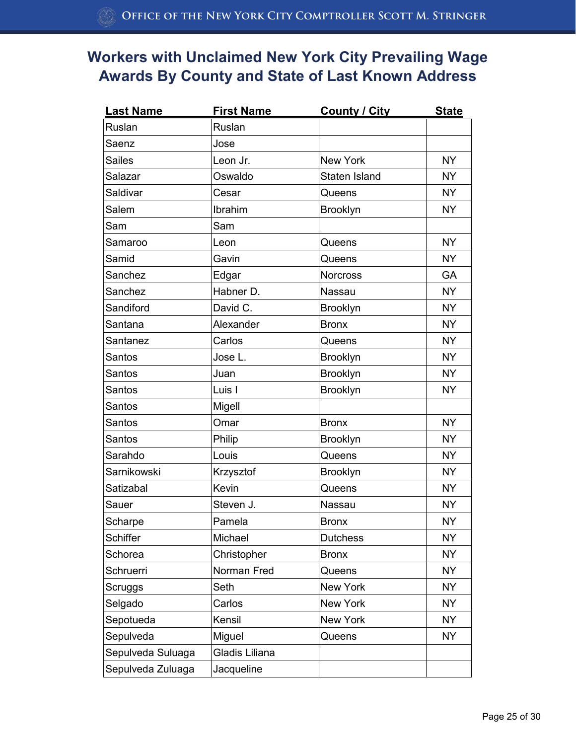# Workers with Unclaimed New York City Prevailing Wage Awards By County and State of Last Known Address

| Last Name | First Name | County / City | State |
|---|---|---|---|
| Ruslan | Ruslan | | |
| Saenz | Jose | | |
| Sailes | Leon Jr. | New York | NY |
| Salazar | Oswaldo | Staten Island | NY |
| Saldivar | Cesar | Queens | NY |
| Salem | Ibrahim | Brooklyn | NY |
| Sam | Sam | | |
| Samaroo | Leon | Queens | NY |
| Samid | Gavin | Queens | NY |
| Sanchez | Edgar | Norcross | GA |
| Sanchez | Habner D. | Nassau | NY |
| Sandiford | David C. | Brooklyn | NY |
| Santana | Alexander | Bronx | NY |
| Santanez | Carlos | Queens | NY |
| Santos | Jose L. | Brooklyn | NY |
| Santos | Juan | Brooklyn | NY |
| Santos | Luis I | Brooklyn | NY |
| Santos | Migell | | |
| Santos | Omar | Bronx | NY |
| Santos | Philip | Brooklyn | NY |
| Sarahdo | Louis | Queens | NY |
| Sarnikowski | Krzysztof | Brooklyn | NY |
| Satizabal | Kevin | Queens | NY |
| Sauer | Steven J. | Nassau | NY |
| Scharpe | Pamela | Bronx | NY |
| Schiffer | Michael | Dutchess | NY |
| Schorea | Christopher | Bronx | NY |
| Schruerri | Norman Fred | Queens | NY |
| Scruggs | Seth | New York | NY |
| Selgado | Carlos | New York | NY |
| Sepotueda | Kensil | New York | NY |
| Sepulveda | Miguel | Queens | NY |
| Sepulveda Suluaga | Gladis Liliana | | |
| Sepulveda Zuluaga | Jacqueline | | |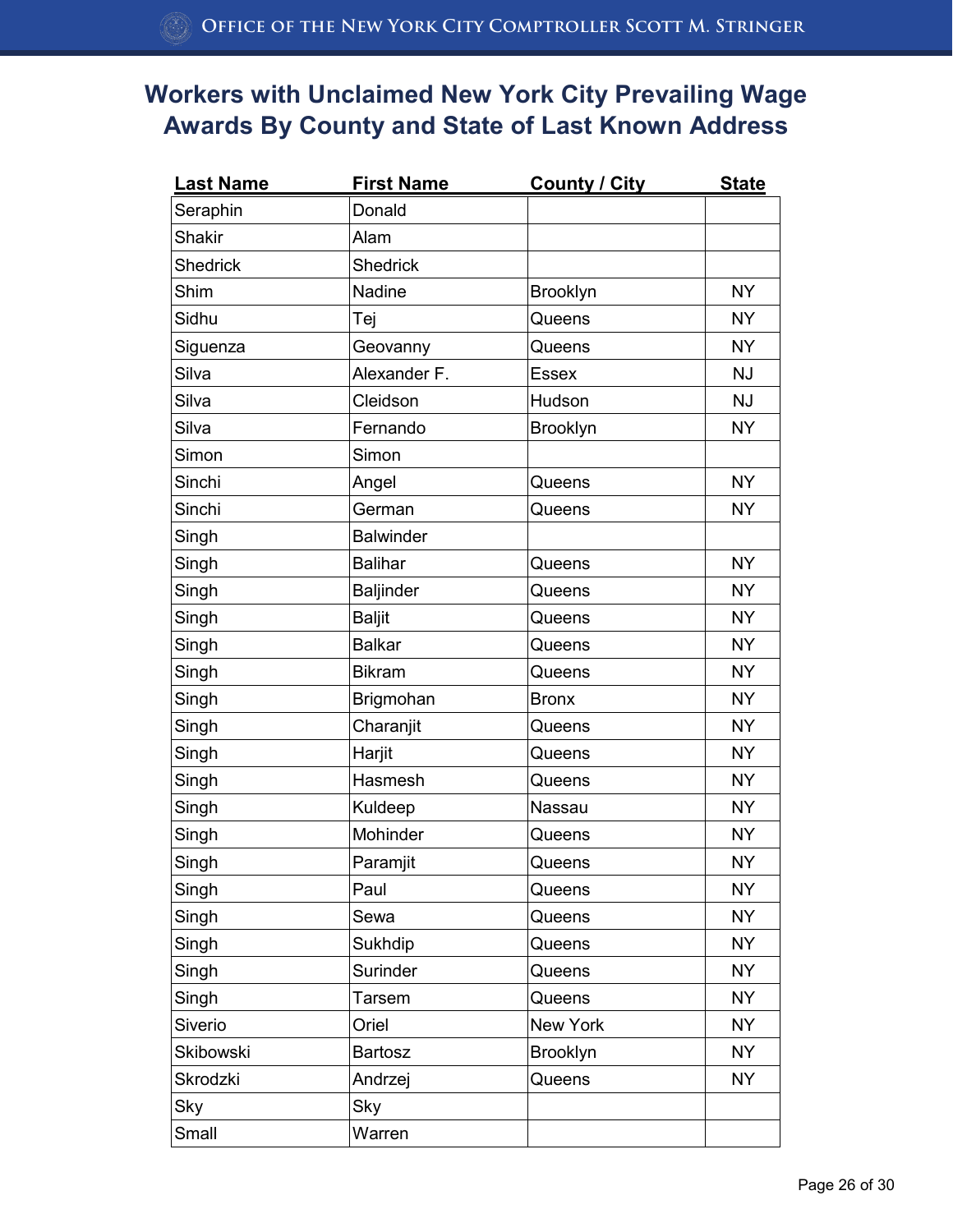# Workers with Unclaimed New York City Prevailing Wage Awards By County and State of Last Known Address

| Last Name | First Name | County / City | State |
|---|---|---|---|
| Seraphin | Donald | | |
| Shakir | Alam | | |
| Shedrick | Shedrick | | |
| Shim | Nadine | Brooklyn | NY |
| Sidhu | Tej | Queens | NY |
| Siguenza | Geovanny | Queens | NY |
| Silva | Alexander F. | Essex | NJ |
| Silva | Cleidson | Hudson | NJ |
| Silva | Fernando | Brooklyn | NY |
| Simon | Simon | | |
| Sinchi | Angel | Queens | NY |
| Sinchi | German | Queens | NY |
| Singh | Balwinder | | |
| Singh | Balihar | Queens | NY |
| Singh | Baljinder | Queens | NY |
| Singh | Baljit | Queens | NY |
| Singh | Balkar | Queens | NY |
| Singh | Bikram | Queens | NY |
| Singh | Brigmohan | Bronx | NY |
| Singh | Charanjit | Queens | NY |
| Singh | Harjit | Queens | NY |
| Singh | Hasmesh | Queens | NY |
| Singh | Kuldeep | Nassau | NY |
| Singh | Mohinder | Queens | NY |
| Singh | Paramjit | Queens | NY |
| Singh | Paul | Queens | NY |
| Singh | Sewa | Queens | NY |
| Singh | Sukhdip | Queens | NY |
| Singh | Surinder | Queens | NY |
| Singh | Tarsem | Queens | NY |
| Siverio | Oriel | New York | NY |
| Skibowski | Bartosz | Brooklyn | NY |
| Skrodzki | Andrzej | Queens | NY |
| Sky | Sky | | |
| Small | Warren | | |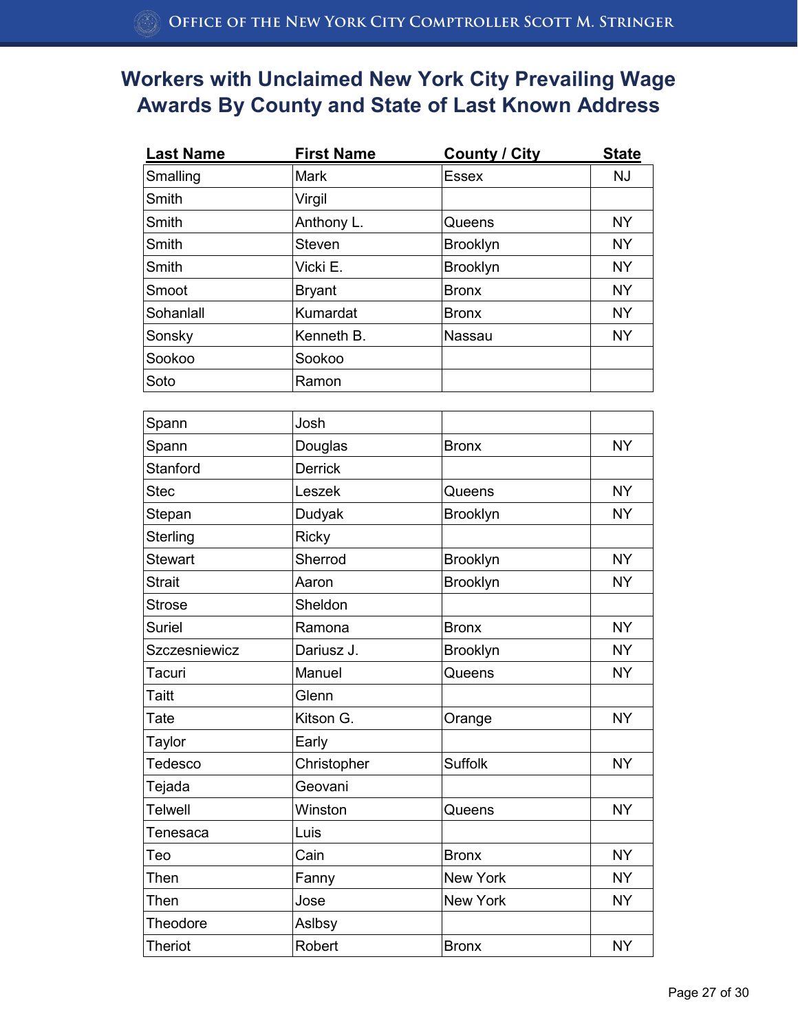# Workers with Unclaimed New York City Prevailing Wage Awards By County and State of Last Known Address

| Last Name | First Name | County / City | State |
|---|---|---|---|
| Smalling | Mark | Essex | NJ |
| Smith | Virgil | | |
| Smith | Anthony L. | Queens | NY |
| Smith | Steven | Brooklyn | NY |
| Smith | Vicki E. | Brooklyn | NY |
| Smoot | Bryant | Bronx | NY |
| Sohanlall | Kumardat | Bronx | NY |
| Sonsky | Kenneth B. | Nassau | NY |
| Sookoo | Sookoo | | |
| Soto | Ramon | | |
| Spann | Josh | | |
| Spann | Douglas | Bronx | NY |
| Stanford | Derrick | | |
| Stec | Leszek | Queens | NY |
| Stepan | Dudyak | Brooklyn | NY |
| Sterling | Ricky | | |
| Stewart | Sherrod | Brooklyn | NY |
| Strait | Aaron | Brooklyn | NY |
| Strose | Sheldon | | |
| Suriel | Ramona | Bronx | NY |
| Szczesniewicz | Dariusz J. | Brooklyn | NY |
| Tacuri | Manuel | Queens | NY |
| Taitt | Glenn | | |
| Tate | Kitson G. | Orange | NY |
| Taylor | Early | | |
| Tedesco | Christopher | Suffolk | NY |
| Tejada | Geovani | | |
| Telwell | Winston | Queens | NY |
| Tenesaca | Luis | | |
| Teo | Cain | Bronx | NY |
| Then | Fanny | New York | NY |
| Then | Jose | New York | NY |
| Theodore | Aslbsy | | |
| Theriot | Robert | Bronx | NY |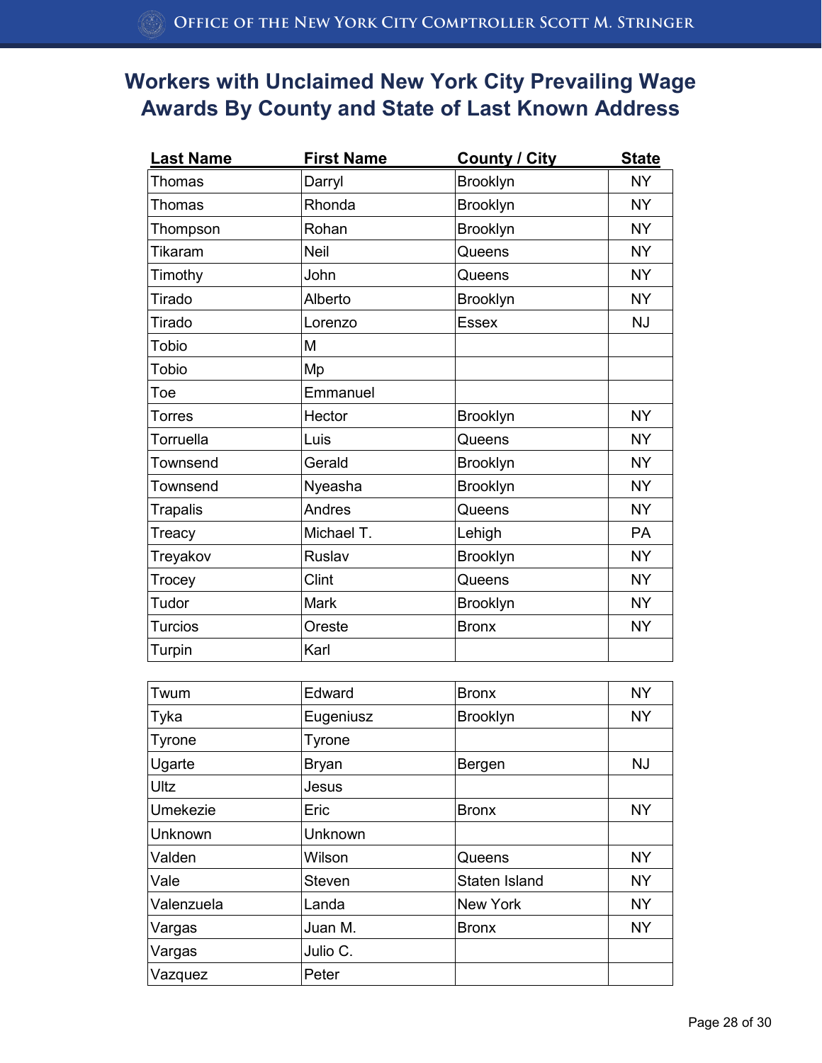# Workers with Unclaimed New York City Prevailing Wage Awards By County and State of Last Known Address

| Last Name | First Name | County / City | State |
|---|---|---|---|
| Thomas | Darryl | Brooklyn | NY |
| Thomas | Rhonda | Brooklyn | NY |
| Thompson | Rohan | Brooklyn | NY |
| Tikaram | Neil | Queens | NY |
| Timothy | John | Queens | NY |
| Tirado | Alberto | Brooklyn | NY |
| Tirado | Lorenzo | Essex | NJ |
| Tobio | M | | |
| Tobio | Mp | | |
| Toe | Emmanuel | | |
| Torres | Hector | Brooklyn | NY |
| Torruella | Luis | Queens | NY |
| Townsend | Gerald | Brooklyn | NY |
| Townsend | Nyeasha | Brooklyn | NY |
| Trapalis | Andres | Queens | NY |
| Treacy | Michael T. | Lehigh | PA |
| Treyakov | Ruslav | Brooklyn | NY |
| Trocey | Clint | Queens | NY |
| Tudor | Mark | Brooklyn | NY |
| Turcios | Oreste | Bronx | NY |
| Turpin | Karl | | |
| Twum | Edward | Bronx | NY |
| Tyka | Eugeniusz | Brooklyn | NY |
| Tyrone | Tyrone | | |
| Ugarte | Bryan | Bergen | NJ |
| Ultz | Jesus | | |
| Umekezie | Eric | Bronx | NY |
| Unknown | Unknown | | |
| Valden | Wilson | Queens | NY |
| Vale | Steven | Staten Island | NY |
| Valenzuela | Landa | New York | NY |
| Vargas | Juan M. | Bronx | NY |
| Vargas | Julio C. | | |
| Vazquez | Peter | | |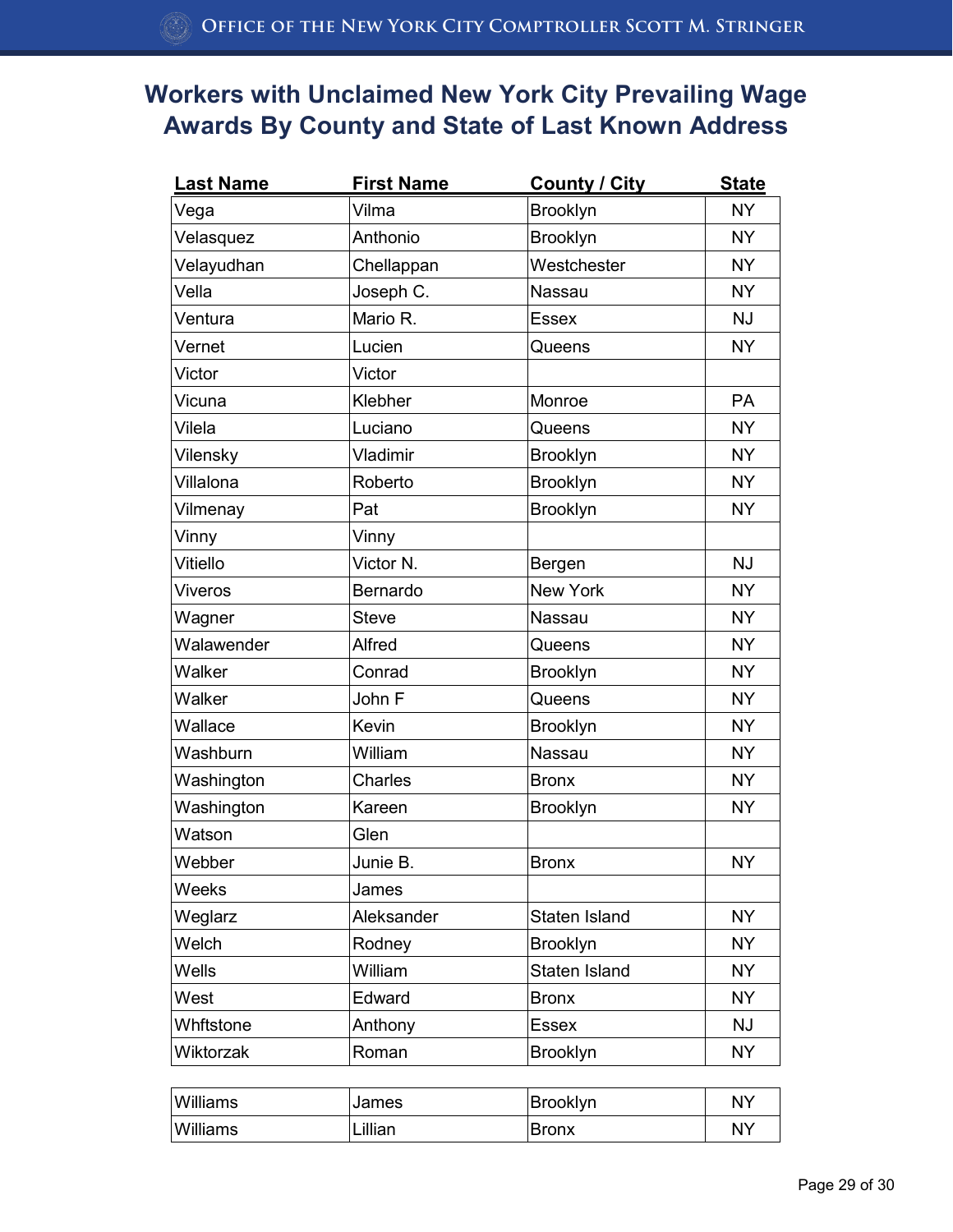# Workers with Unclaimed New York City Prevailing Wage Awards By County and State of Last Known Address

| Last Name | First Name | County / City | State |
|---|---|---|---|
| Vega | Vilma | Brooklyn | NY |
| Velasquez | Anthonio | Brooklyn | NY |
| Velayudhan | Chellappan | Westchester | NY |
| Vella | Joseph C. | Nassau | NY |
| Ventura | Mario R. | Essex | NJ |
| Vernet | Lucien | Queens | NY |
| Victor | Victor | | |
| Vicuna | Klebher | Monroe | PA |
| Vilela | Luciano | Queens | NY |
| Vilensky | Vladimir | Brooklyn | NY |
| Villalona | Roberto | Brooklyn | NY |
| Vilmenay | Pat | Brooklyn | NY |
| Vinny | Vinny | | |
| Vitiello | Victor N. | Bergen | NJ |
| Viveros | Bernardo | New York | NY |
| Wagner | Steve | Nassau | NY |
| Walawender | Alfred | Queens | NY |
| Walker | Conrad | Brooklyn | NY |
| Walker | John F | Queens | NY |
| Wallace | Kevin | Brooklyn | NY |
| Washburn | William | Nassau | NY |
| Washington | Charles | Bronx | NY |
| Washington | Kareen | Brooklyn | NY |
| Watson | Glen | | |
| Webber | Junie B. | Bronx | NY |
| Weeks | James | | |
| Weglarz | Aleksander | Staten Island | NY |
| Welch | Rodney | Brooklyn | NY |
| Wells | William | Staten Island | NY |
| West | Edward | Bronx | NY |
| Whftstone | Anthony | Essex | NJ |
| Wiktorzak | Roman | Brooklyn | NY |
| Williams | James | Brooklyn | NY |
| Williams | Lillian | Bronx | NY |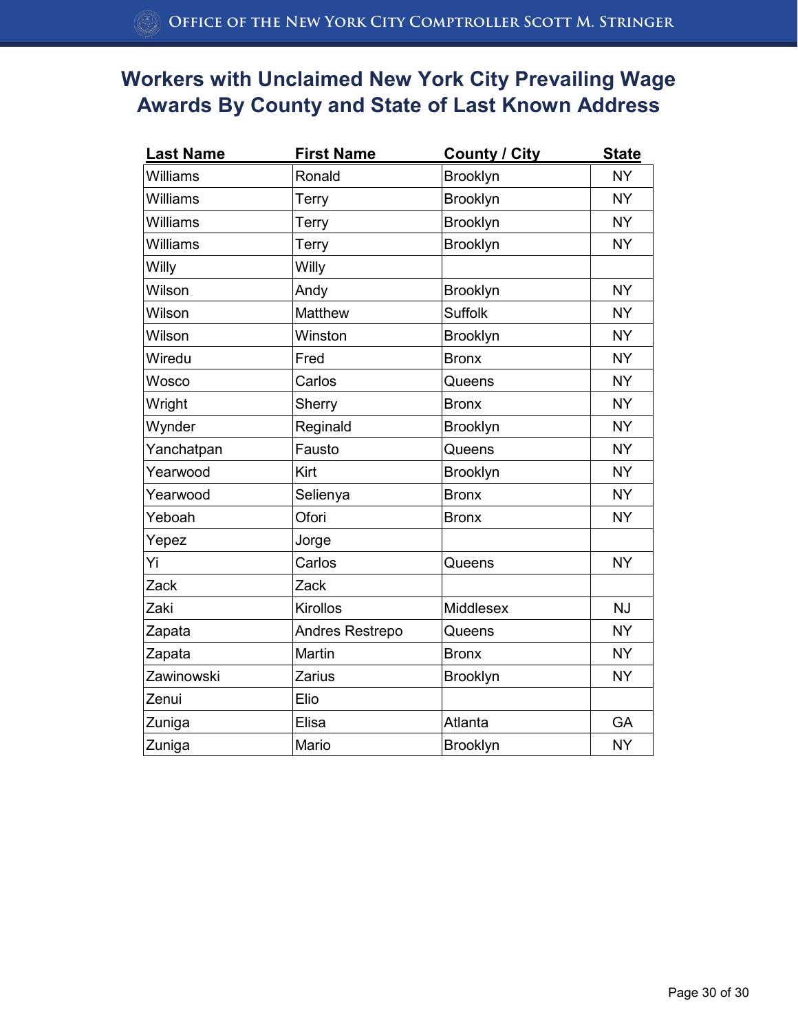# Workers with Unclaimed New York City Prevailing Wage Awards By County and State of Last Known Address

| Last Name | First Name | County / City | State |
|---|---|---|---|
| Williams | Ronald | Brooklyn | NY |
| Williams | Terry | Brooklyn | NY |
| Williams | Terry | Brooklyn | NY |
| Williams | Terry | Brooklyn | NY |
| Willy | Willy | | |
| Wilson | Andy | Brooklyn | NY |
| Wilson | Matthew | Suffolk | NY |
| Wilson | Winston | Brooklyn | NY |
| Wiredu | Fred | Bronx | NY |
| Wosco | Carlos | Queens | NY |
| Wright | Sherry | Bronx | NY |
| Wynder | Reginald | Brooklyn | NY |
| Yanchatpan | Fausto | Queens | NY |
| Yearwood | Kirt | Brooklyn | NY |
| Yearwood | Selienya | Bronx | NY |
| Yeboah | Ofori | Bronx | NY |
| Yepez | Jorge | | |
| Yi | Carlos | Queens | NY |
| Zack | Zack | | |
| Zaki | Kirollos | Middlesex | NJ |
| Zapata | Andres Restrepo | Queens | NY |
| Zapata | Martin | Bronx | NY |
| Zawinowski | Zarius | Brooklyn | NY |
| Zenui | Elio | | |
| Zuniga | Elisa | Atlanta | GA |
| Zuniga | Mario | Brooklyn | NY |